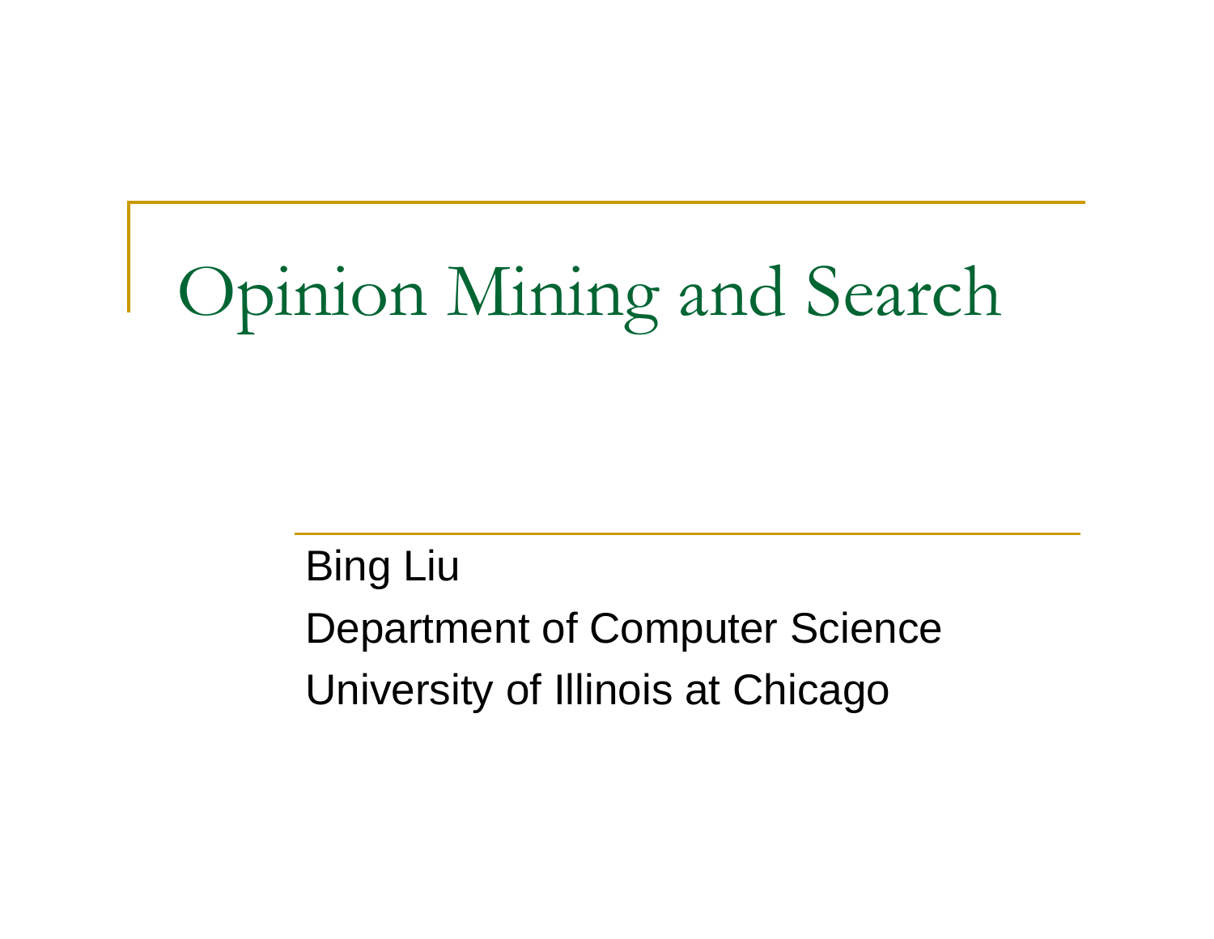# Opinion Mining and Search

Bing Liu

Department of Computer Science

University of Illinois at Chicago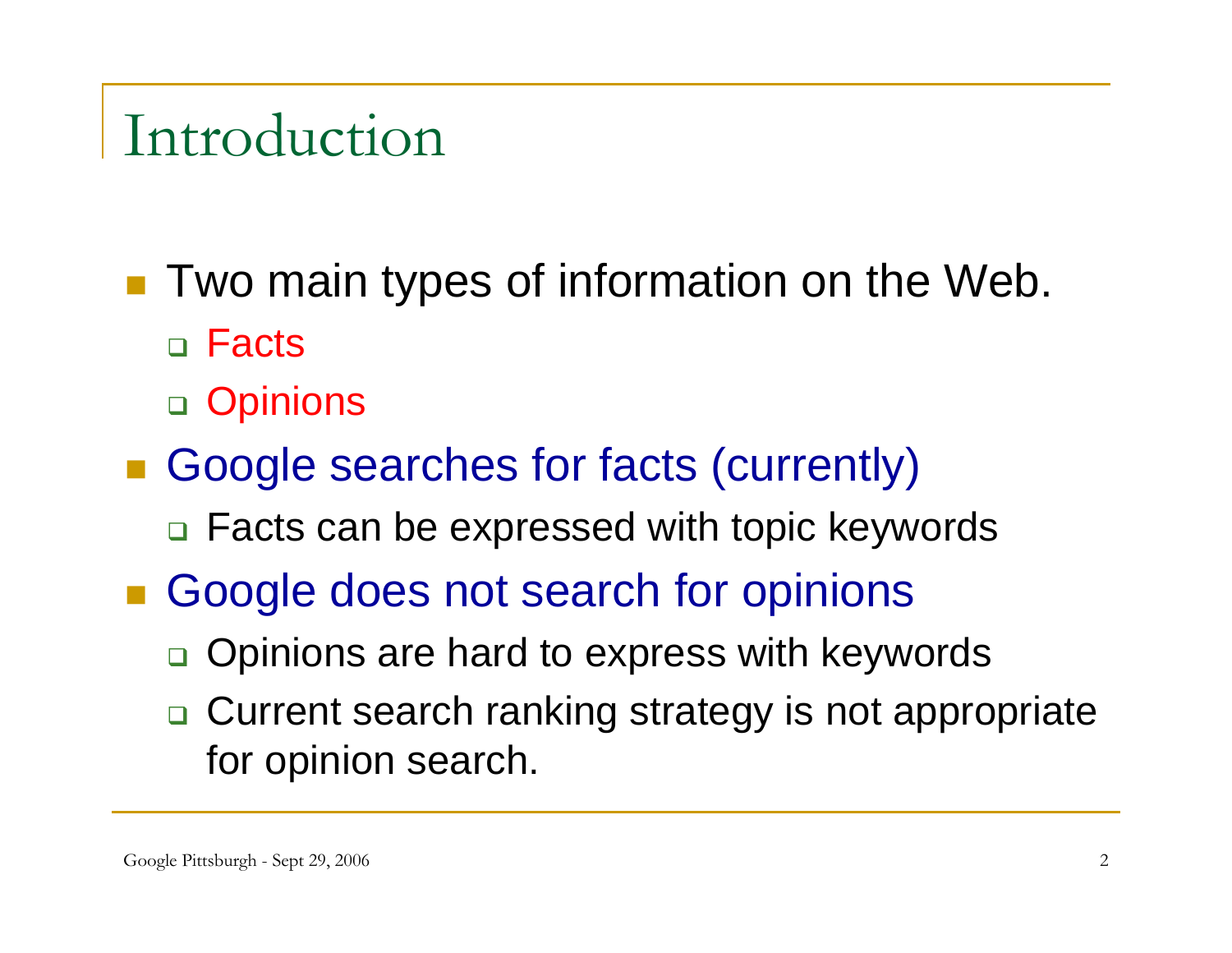# Introduction

- Two main types of information on the Web.
  - Facts
  - Opinions
- Google searches for facts (currently)
  - Facts can be expressed with topic keywords
- Google does not search for opinions
  - Opinions are hard to express with keywords
  - Current search ranking strategy is not appropriate for opinion search.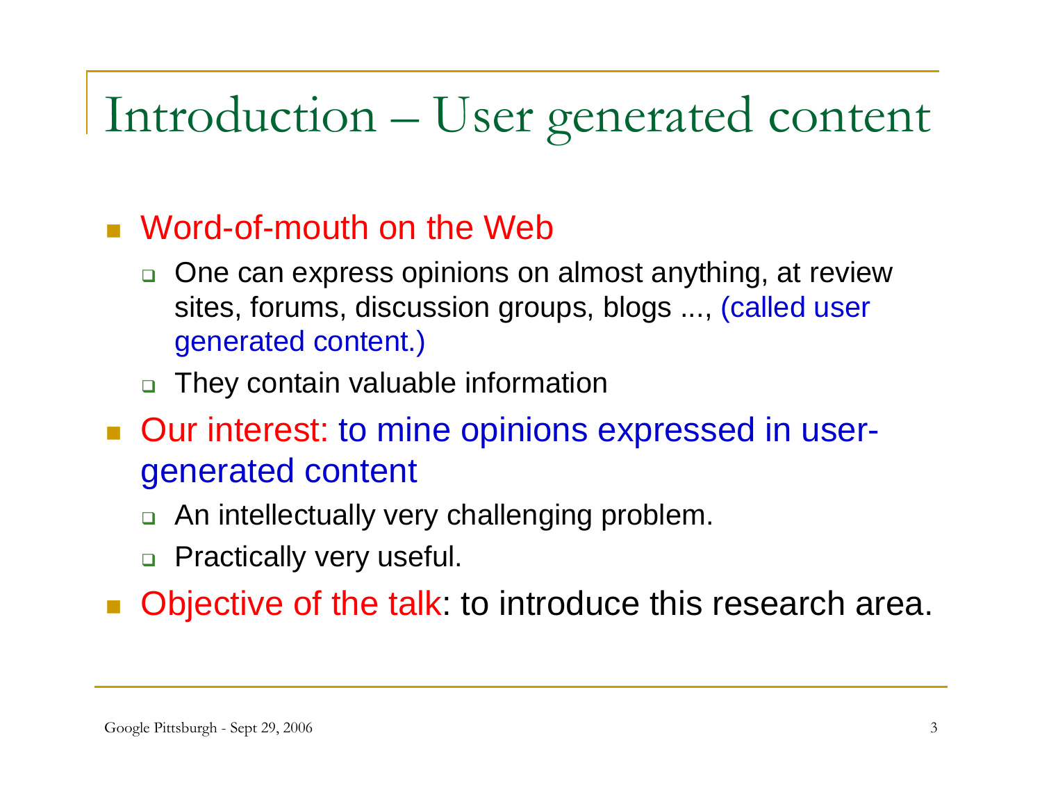# Introduction – User generated content

- Word-of-mouth on the Web
  - One can express opinions on almost anything, at review sites, forums, discussion groups, blogs ..., (called user generated content.)
  - They contain valuable information
- Our interest: to mine opinions expressed in user-generated content
  - An intellectually very challenging problem.
  - Practically very useful.
- Objective of the talk: to introduce this research area.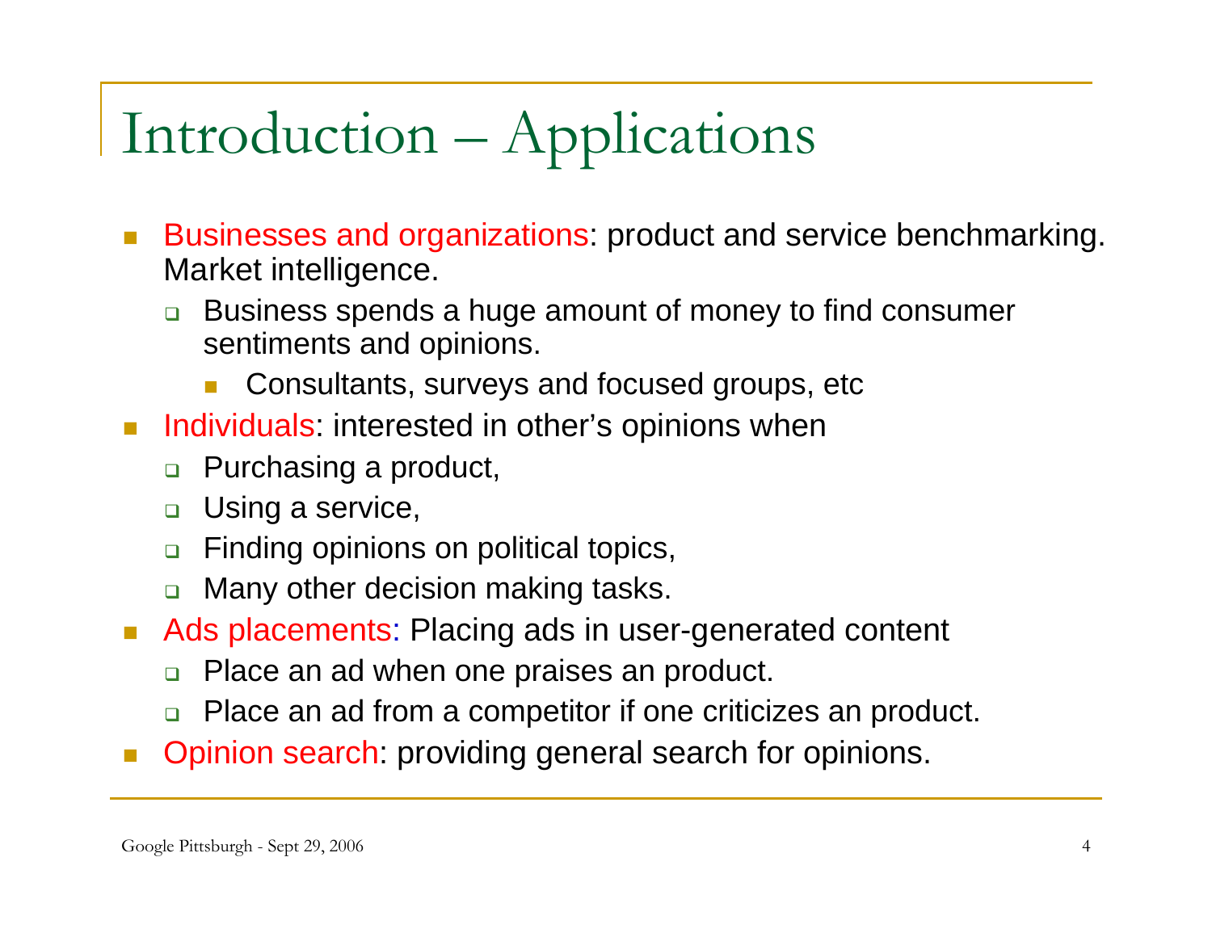# Introduction – Applications

- Businesses and organizations: product and service benchmarking. Market intelligence.
  - Business spends a huge amount of money to find consumer sentiments and opinions.
    - Consultants, surveys and focused groups, etc
- Individuals: interested in other's opinions when
  - Purchasing a product,
  - Using a service,
  - Finding opinions on political topics,
  - Many other decision making tasks.
- Ads placements: Placing ads in user-generated content
  - Place an ad when one praises an product.
  - Place an ad from a competitor if one criticizes an product.
- Opinion search: providing general search for opinions.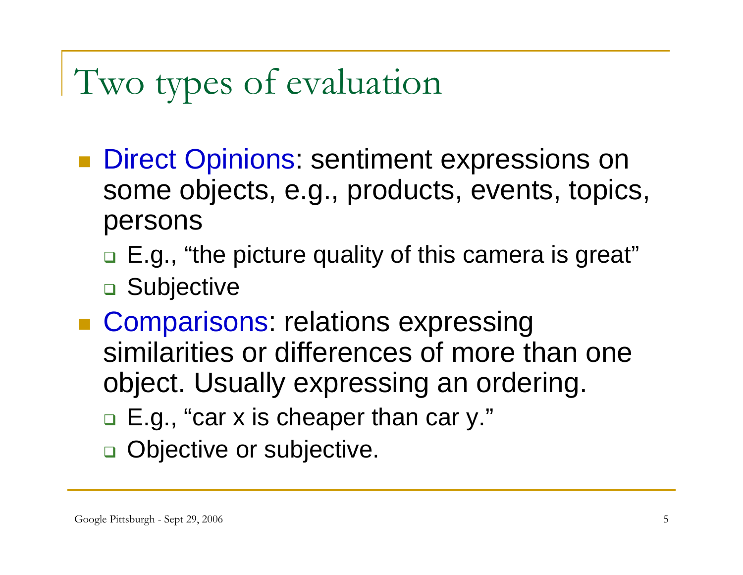# Two types of evaluation

- Direct Opinions: sentiment expressions on some objects, e.g., products, events, topics, persons
  - E.g., "the picture quality of this camera is great"
  - Subjective
- Comparisons: relations expressing similarities or differences of more than one object. Usually expressing an ordering.
  - E.g., "car x is cheaper than car y."
  - Objective or subjective.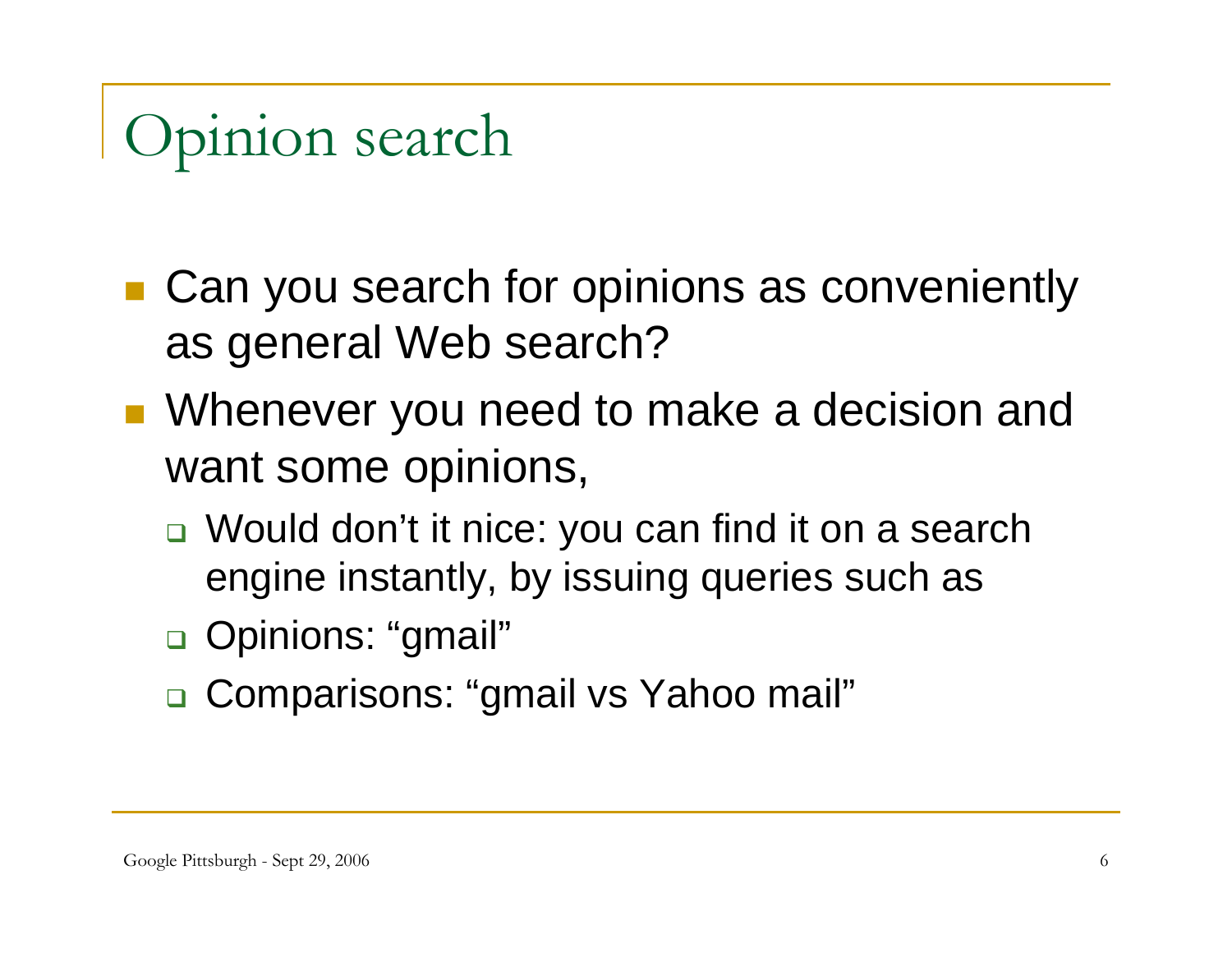# Opinion search

- Can you search for opinions as conveniently as general Web search?
- Whenever you need to make a decision and want some opinions,
  - Would don't it nice: you can find it on a search engine instantly, by issuing queries such as
  - Opinions: "gmail"
  - Comparisons: "gmail vs Yahoo mail"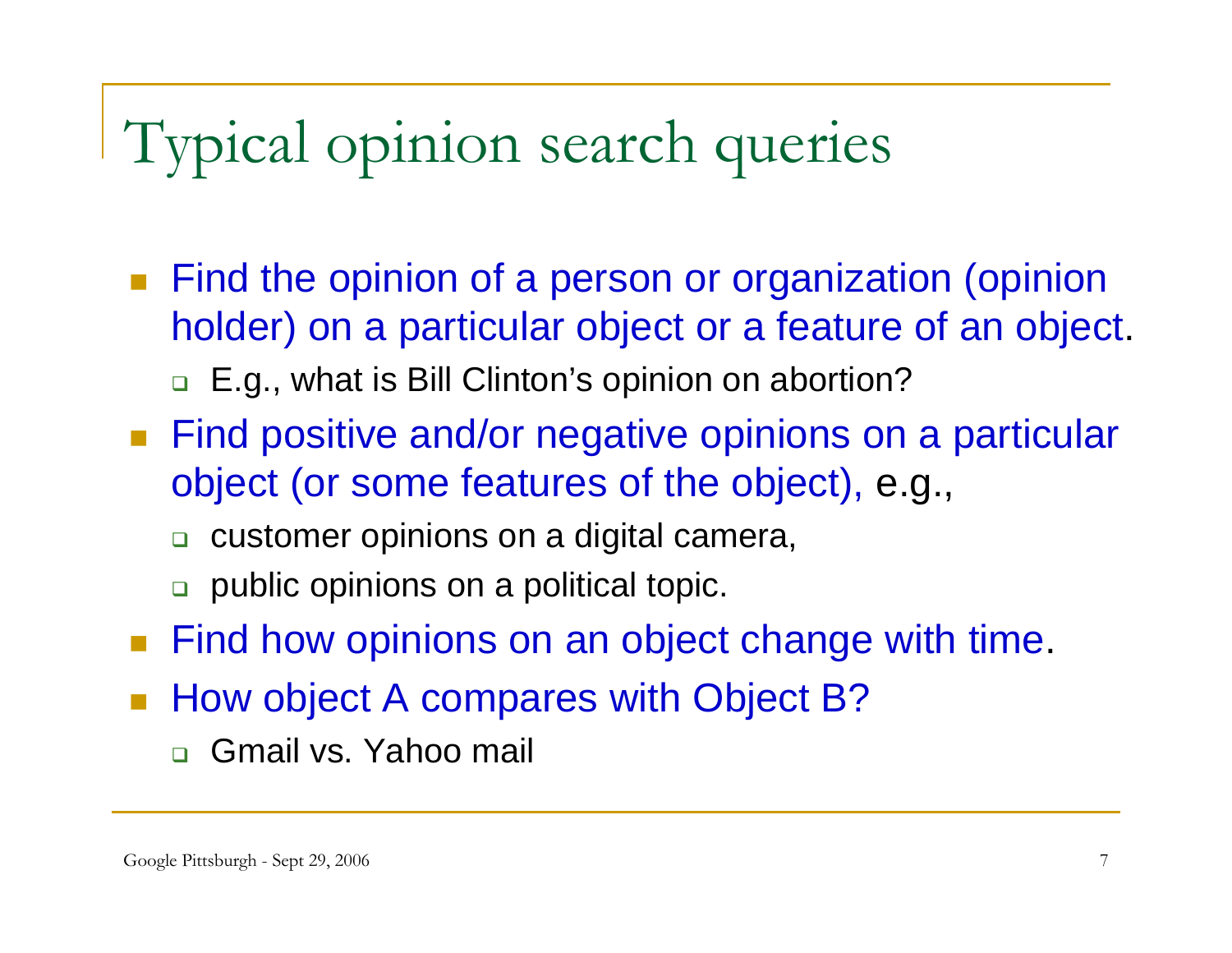# Typical opinion search queries

- Find the opinion of a person or organization (opinion holder) on a particular object or a feature of an object.
  - E.g., what is Bill Clinton's opinion on abortion?
- Find positive and/or negative opinions on a particular object (or some features of the object), e.g.,
  - customer opinions on a digital camera,
  - public opinions on a political topic.
- Find how opinions on an object change with time.
- How object A compares with Object B?
  - Gmail vs. Yahoo mail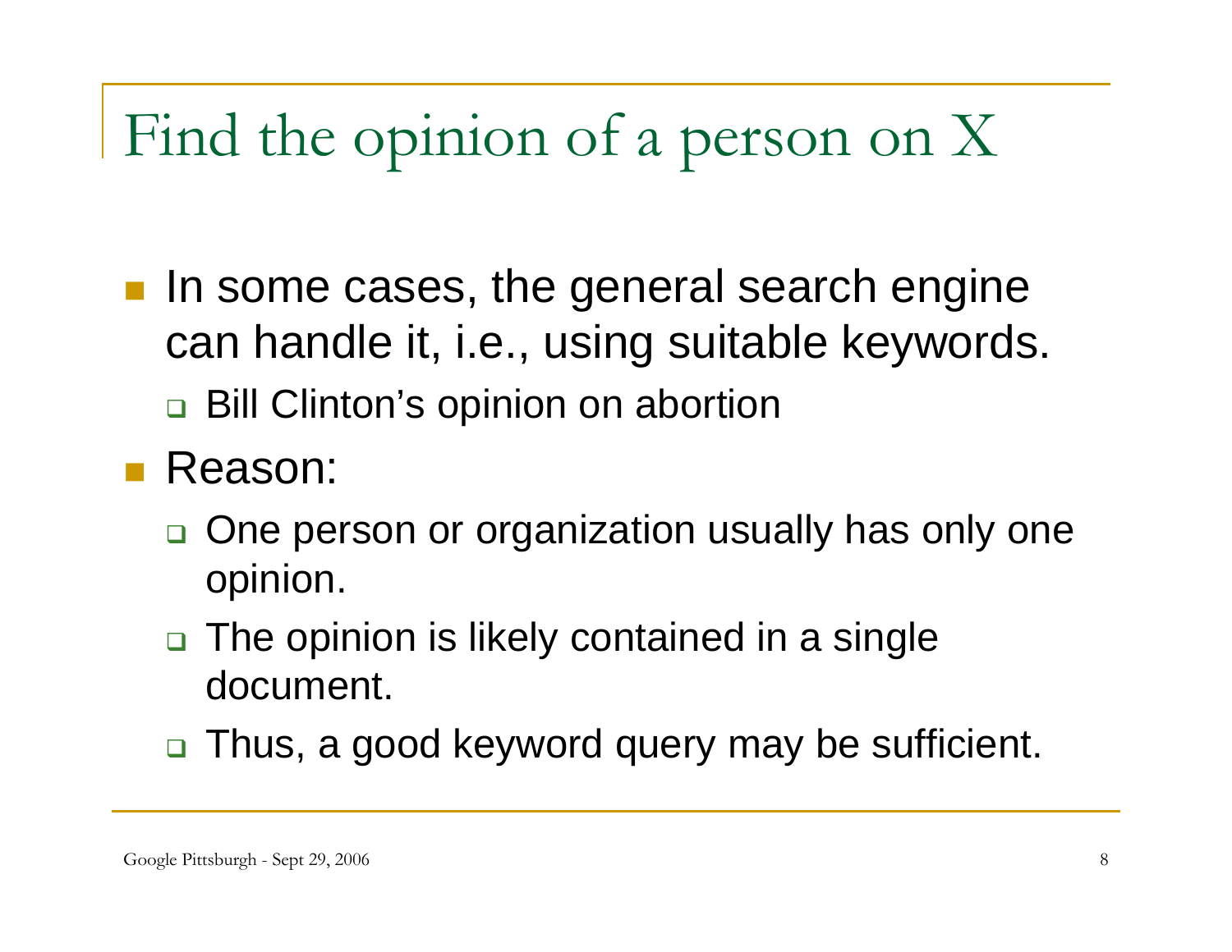# Find the opinion of a person on X

- In some cases, the general search engine can handle it, i.e., using suitable keywords.
  - Bill Clinton's opinion on abortion
- Reason:
  - One person or organization usually has only one opinion.
  - The opinion is likely contained in a single document.
  - Thus, a good keyword query may be sufficient.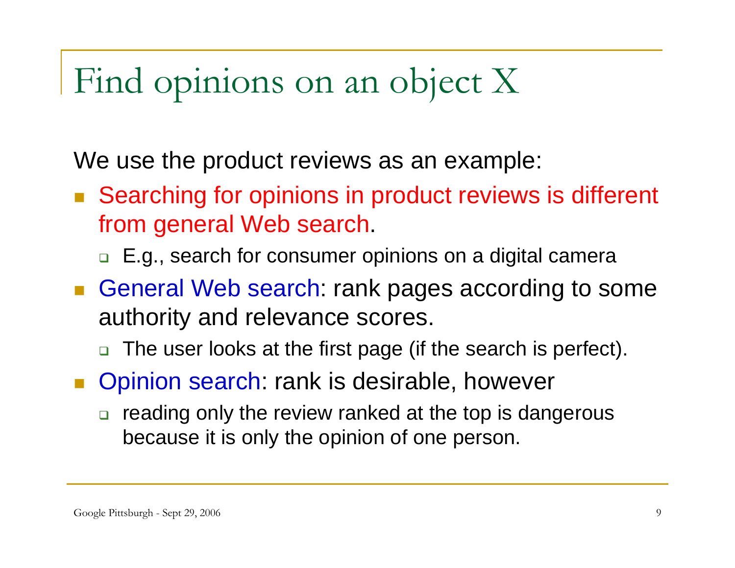# Find opinions on an object X

We use the product reviews as an example:

- Searching for opinions in product reviews is different from general Web search.
  - E.g., search for consumer opinions on a digital camera
- General Web search: rank pages according to some authority and relevance scores.
  - The user looks at the first page (if the search is perfect).
- Opinion search: rank is desirable, however
  - reading only the review ranked at the top is dangerous because it is only the opinion of one person.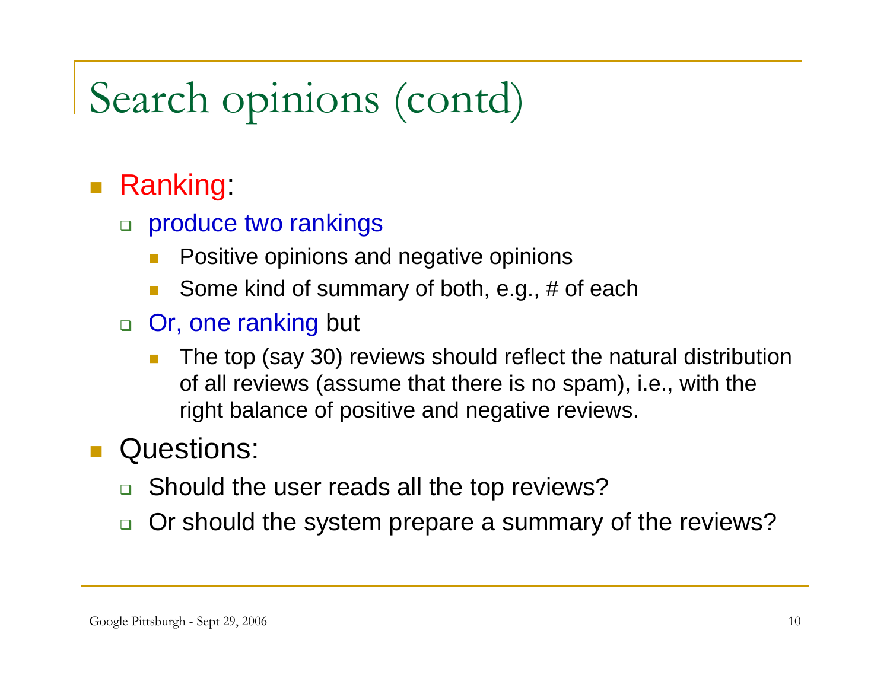# Search opinions (contd)

- Ranking:
  - produce two rankings
    - Positive opinions and negative opinions
    - Some kind of summary of both, e.g., # of each
  - Or, one ranking but
    - The top (say 30) reviews should reflect the natural distribution of all reviews (assume that there is no spam), i.e., with the right balance of positive and negative reviews.
- Questions:
  - Should the user reads all the top reviews?
  - Or should the system prepare a summary of the reviews?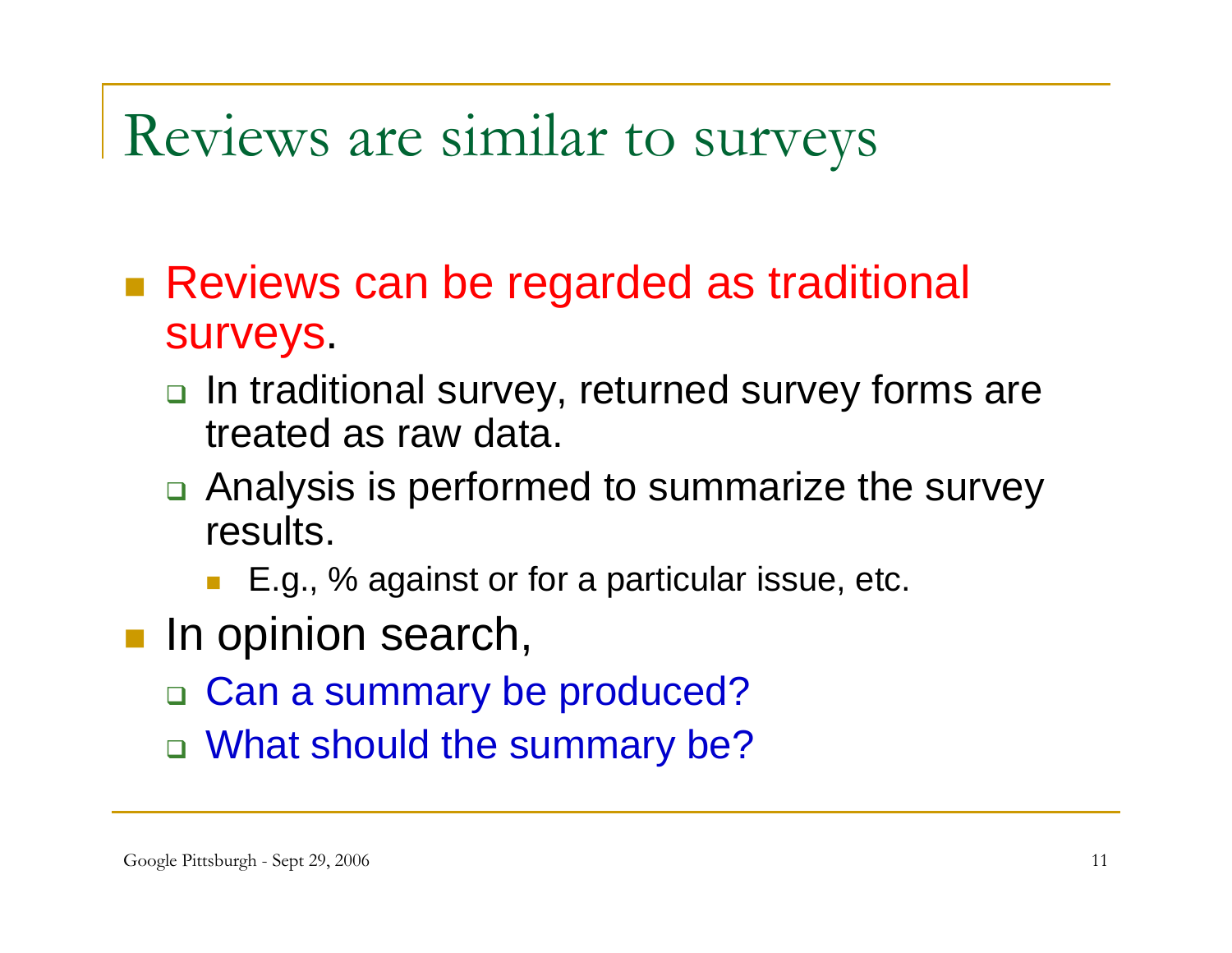# Reviews are similar to surveys

- Reviews can be regarded as traditional surveys.
  - In traditional survey, returned survey forms are treated as raw data.
  - Analysis is performed to summarize the survey results.
    - E.g., % against or for a particular issue, etc.
- In opinion search,
  - Can a summary be produced?
  - What should the summary be?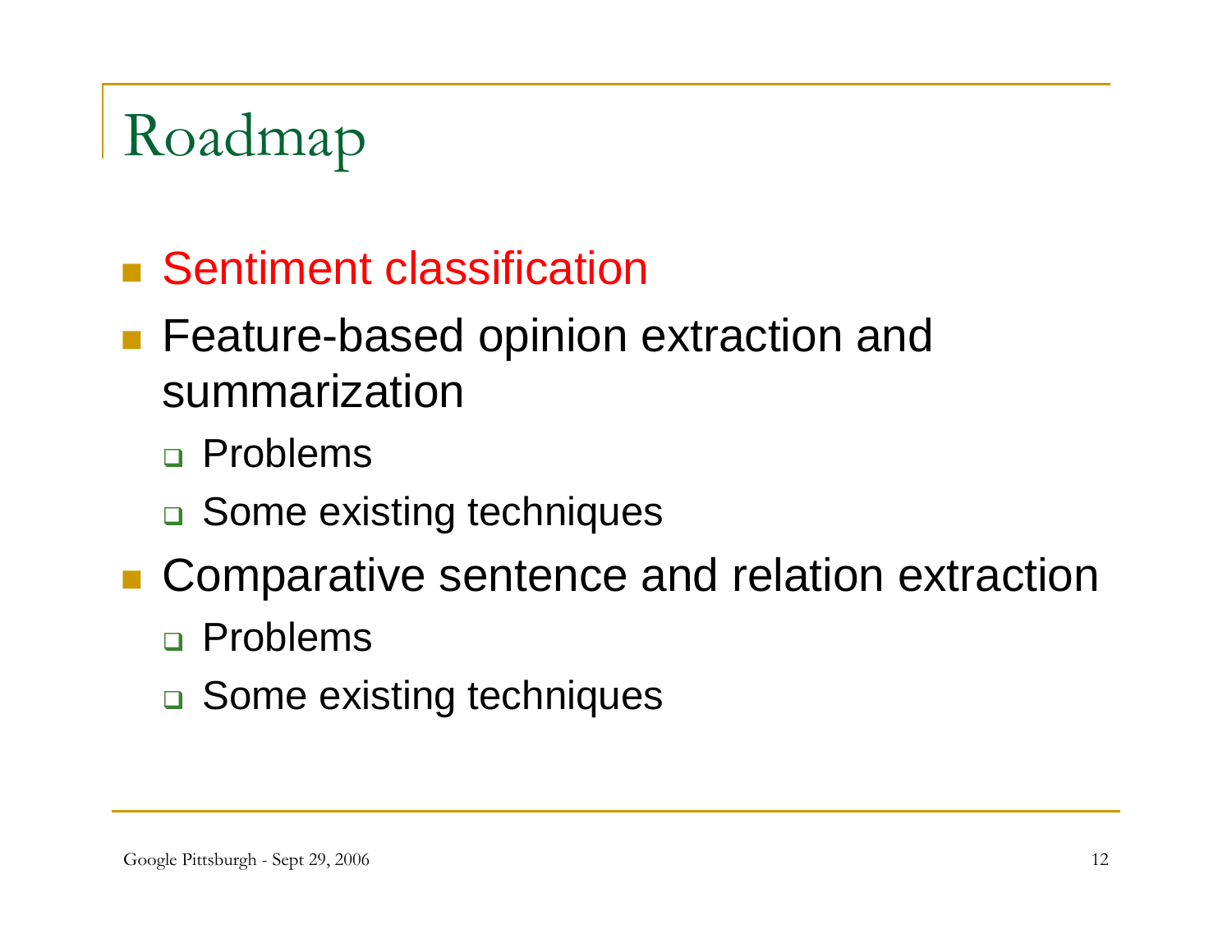# Roadmap

- Sentiment classification
- Feature-based opinion extraction and summarization
  - Problems
  - Some existing techniques
- Comparative sentence and relation extraction
  - Problems
  - Some existing techniques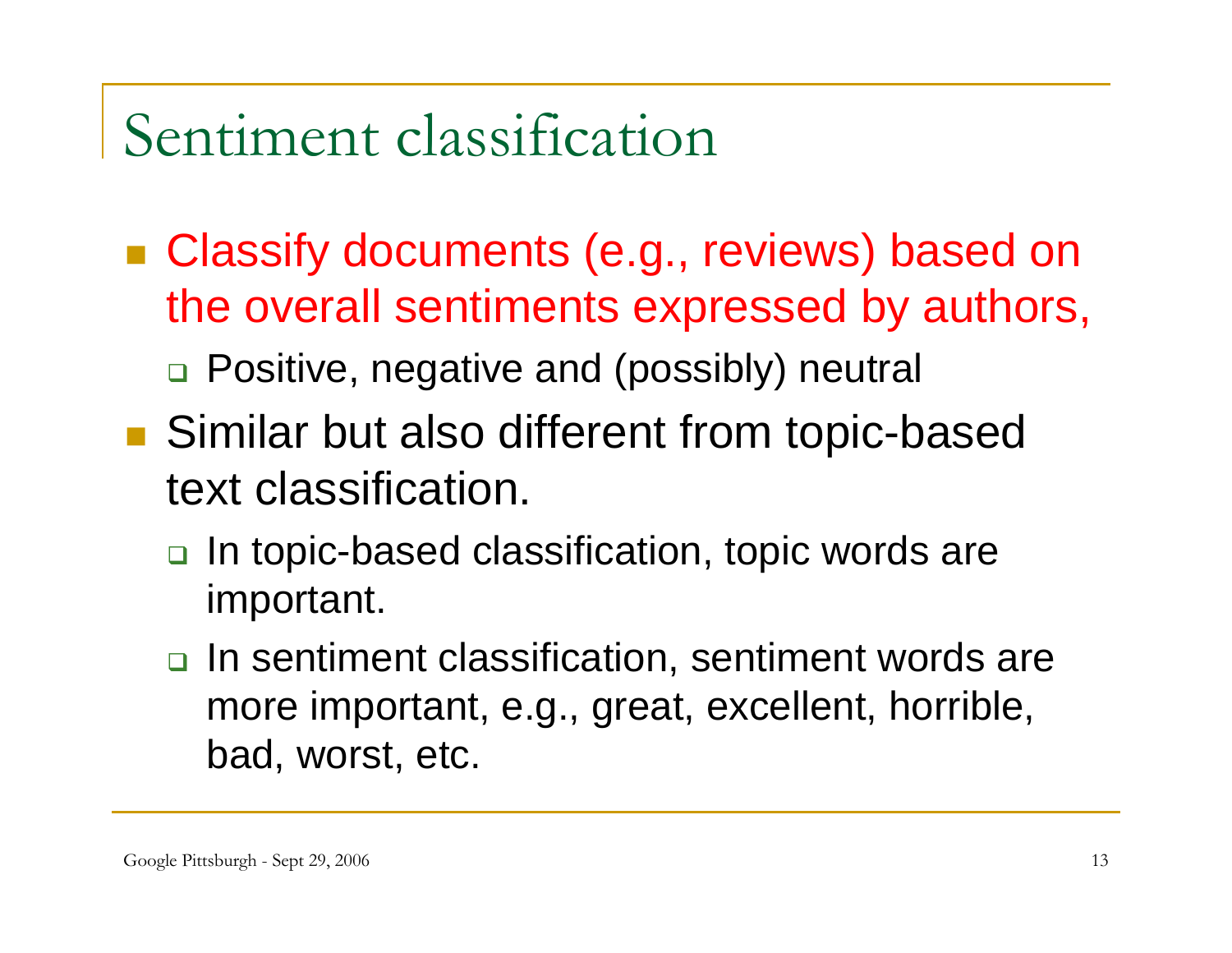# Sentiment classification

- Classify documents (e.g., reviews) based on the overall sentiments expressed by authors,
  - Positive, negative and (possibly) neutral
- Similar but also different from topic-based text classification.
  - In topic-based classification, topic words are important.
  - In sentiment classification, sentiment words are more important, e.g., great, excellent, horrible, bad, worst, etc.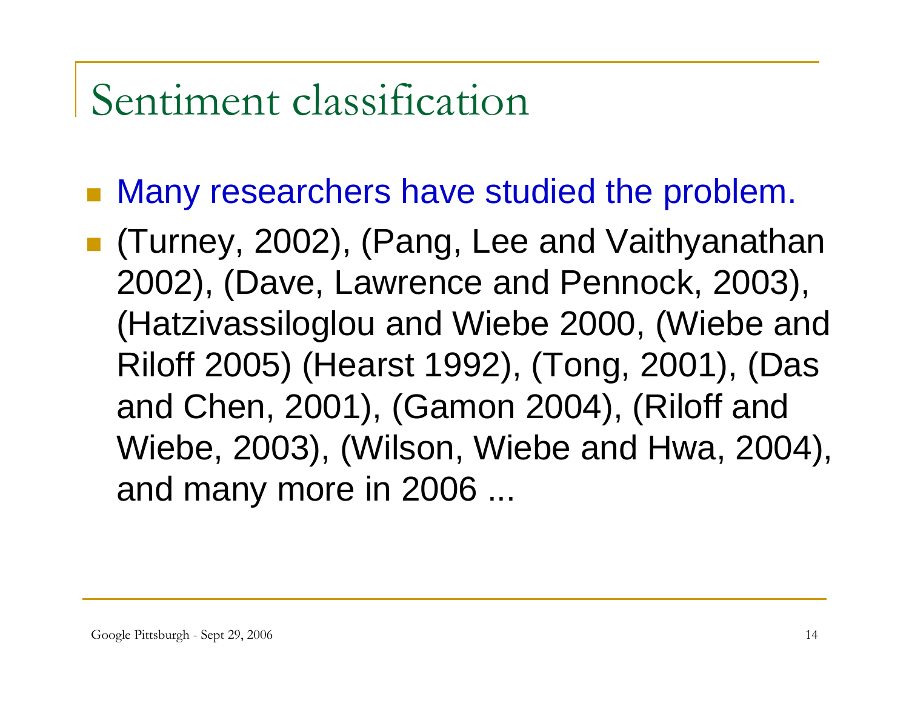# Sentiment classification

- Many researchers have studied the problem.
- (Turney, 2002), (Pang, Lee and Vaithyanathan 2002), (Dave, Lawrence and Pennock, 2003), (Hatzivassiloglou and Wiebe 2000, (Wiebe and Riloff 2005) (Hearst 1992), (Tong, 2001), (Das and Chen, 2001), (Gamon 2004), (Riloff and Wiebe, 2003), (Wilson, Wiebe and Hwa, 2004), and many more in 2006 ...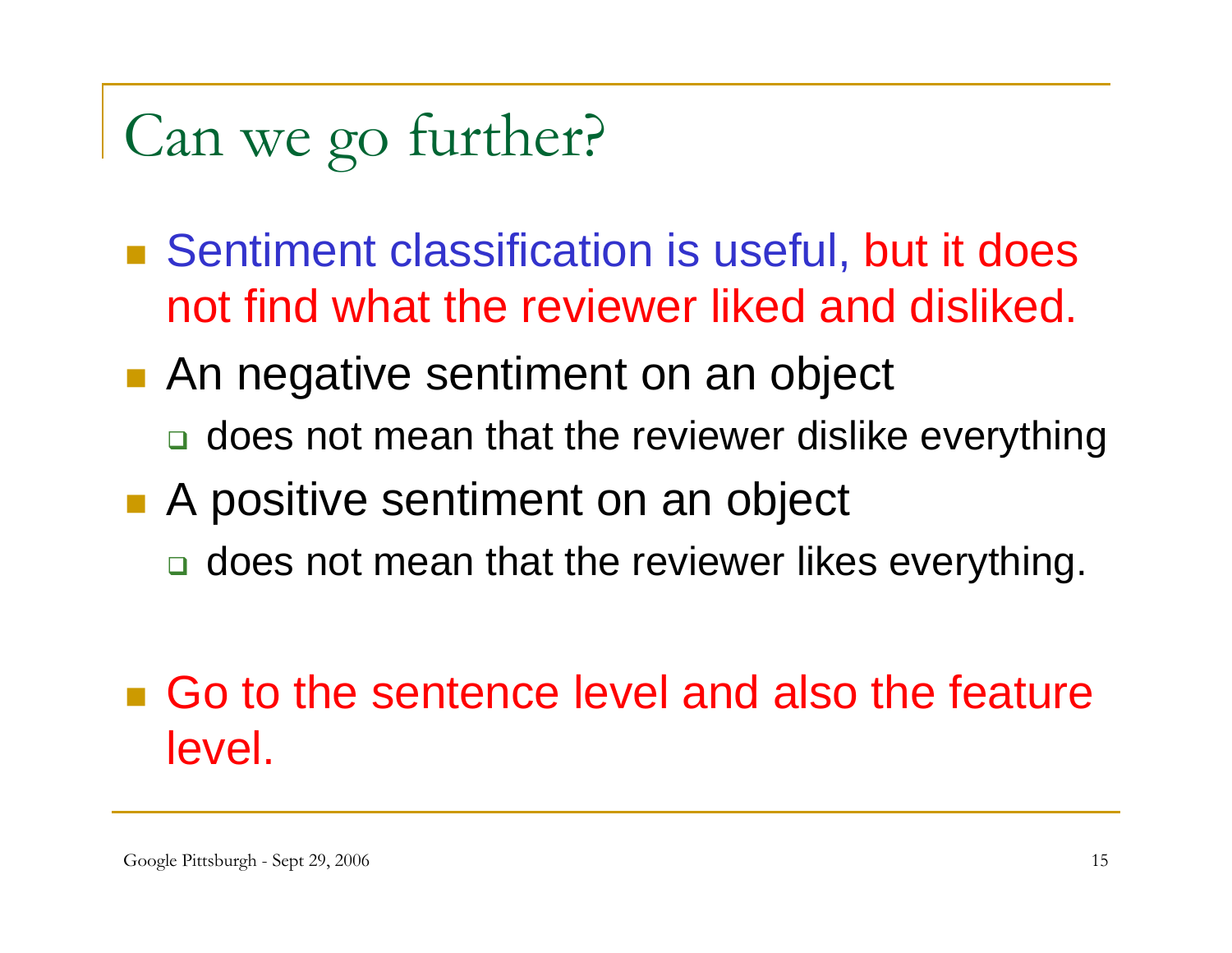# Can we go further?

- Sentiment classification is useful, but it does not find what the reviewer liked and disliked.
- An negative sentiment on an object
  - does not mean that the reviewer dislike everything
- A positive sentiment on an object
  - does not mean that the reviewer likes everything.

- Go to the sentence level and also the feature level.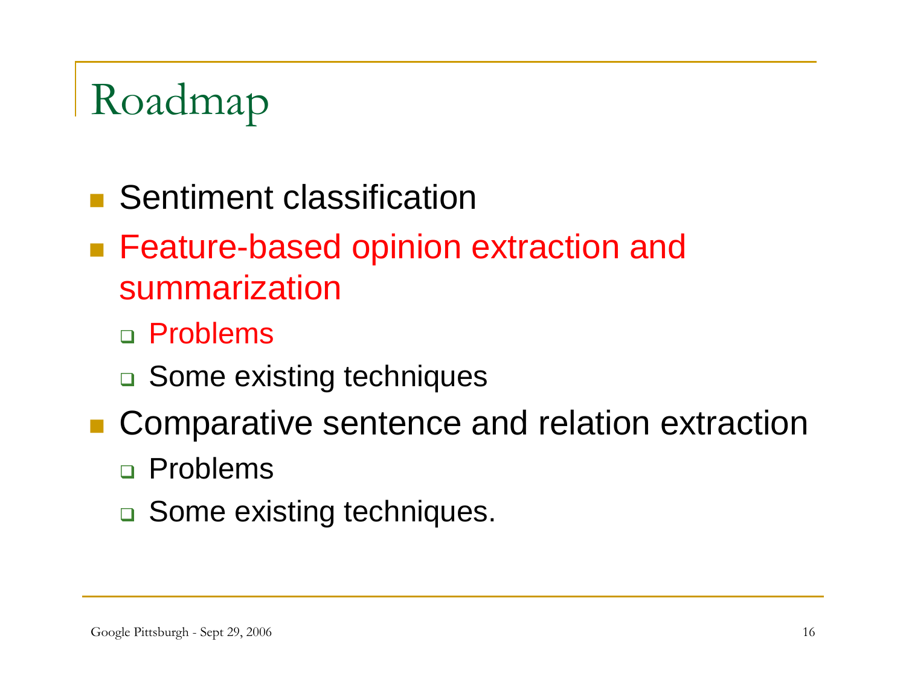# Roadmap

- Sentiment classification
- Feature-based opinion extraction and summarization
  - Problems
  - Some existing techniques
- Comparative sentence and relation extraction
  - Problems
  - Some existing techniques.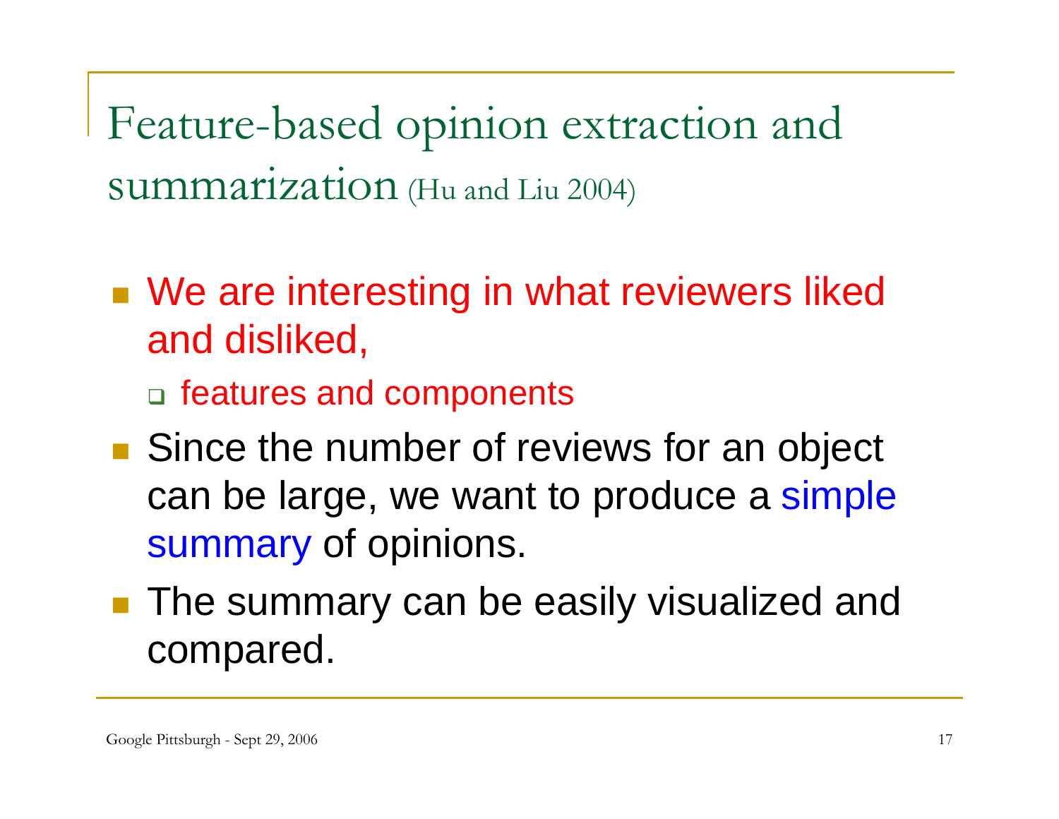# Feature-based opinion extraction and summarization (Hu and Liu 2004)

- We are interesting in what reviewers liked and disliked,
  - features and components
- Since the number of reviews for an object can be large, we want to produce a simple summary of opinions.
- The summary can be easily visualized and compared.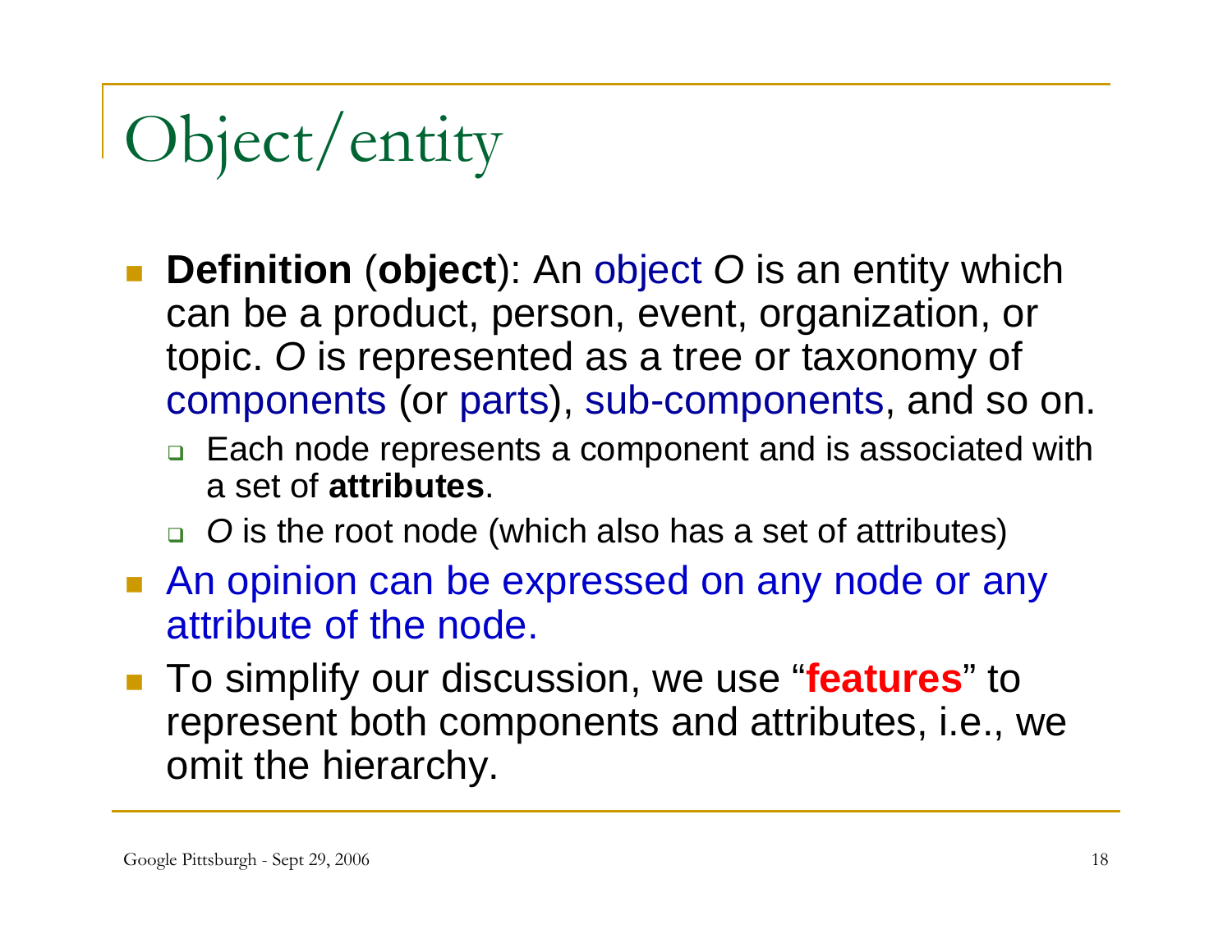# Object/entity

- **Definition** (**object**): An object *O* is an entity which can be a product, person, event, organization, or topic. *O* is represented as a tree or taxonomy of components (or parts), sub-components, and so on.
  - Each node represents a component and is associated with a set of **attributes**.
  - *O* is the root node (which also has a set of attributes)
- An opinion can be expressed on any node or any attribute of the node.
- To simplify our discussion, we use "**features**" to represent both components and attributes, i.e., we omit the hierarchy.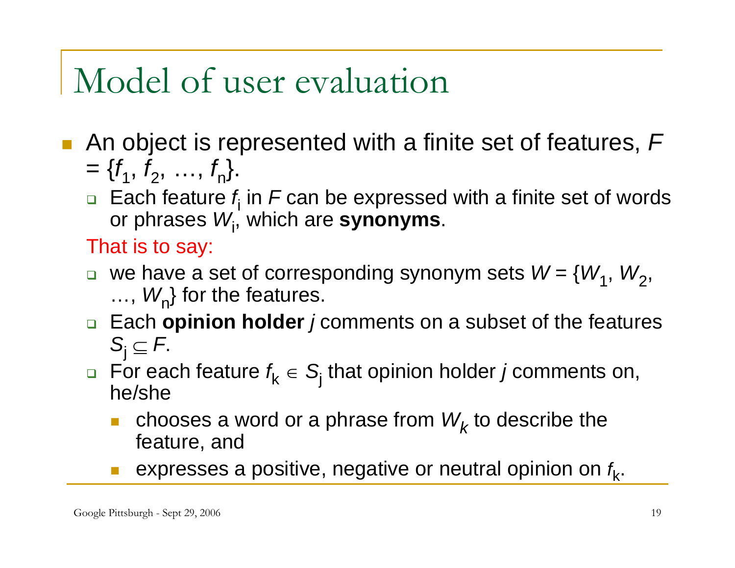# Model of user evaluation

- An object is represented with a finite set of features, $F = \{f_1, f_2, \ldots, f_n\}$.
  - Each feature $f_i$ in $F$ can be expressed with a finite set of words or phrases $W_i$, which are **synonyms**.

  That is to say:

  - we have a set of corresponding synonym sets $W = \{W_1, W_2, \ldots, W_n\}$ for the features.
  - Each **opinion holder** $j$ comments on a subset of the features $S_j \subseteq F$.
  - For each feature $f_k \in S_j$ that opinion holder $j$ comments on, he/she
    - chooses a word or a phrase from $W_k$ to describe the feature, and
    - expresses a positive, negative or neutral opinion on $f_k$.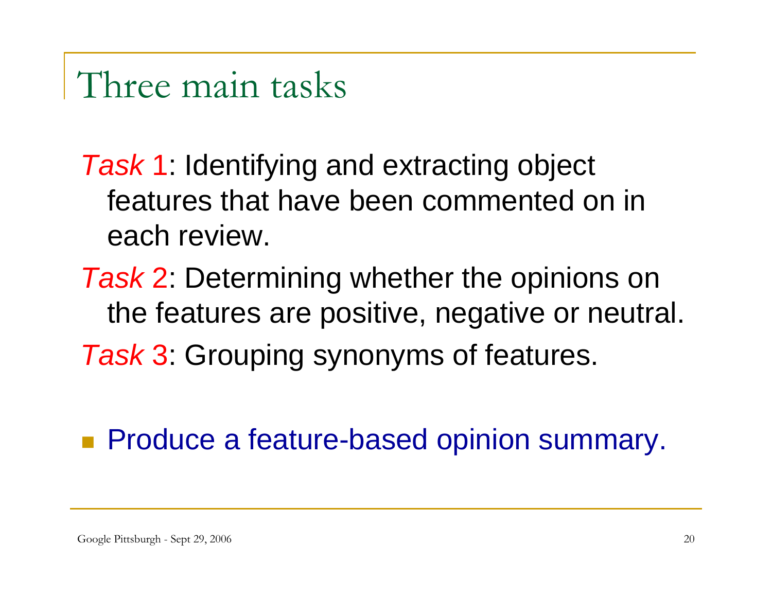# Three main tasks

*Task* 1: Identifying and extracting object features that have been commented on in each review.

*Task* 2: Determining whether the opinions on the features are positive, negative or neutral.

*Task* 3: Grouping synonyms of features.

- Produce a feature-based opinion summary.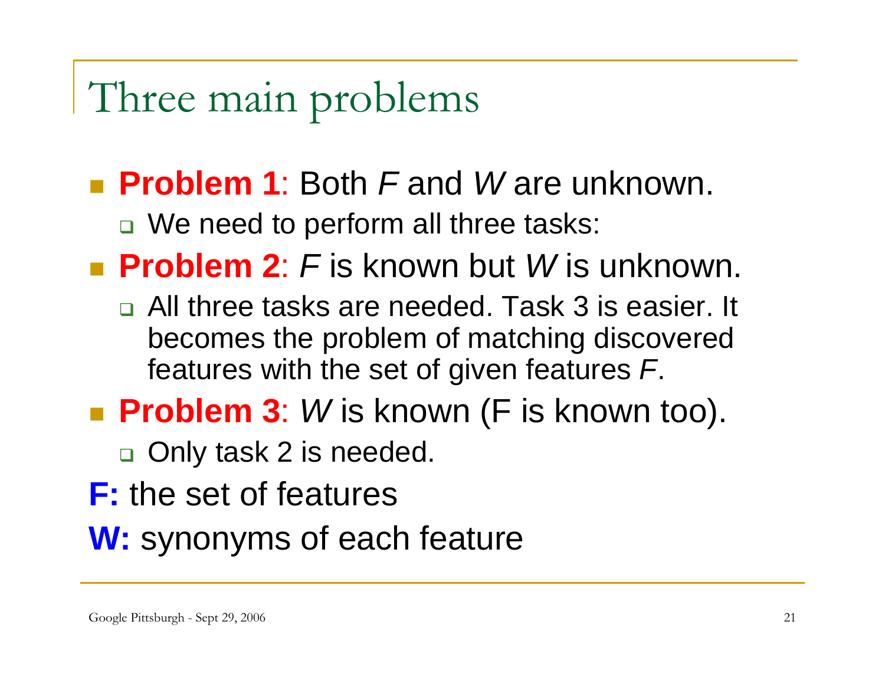# Three main problems

- **Problem 1**: Both *F* and *W* are unknown.
  - We need to perform all three tasks:
- **Problem 2**: *F* is known but *W* is unknown.
  - All three tasks are needed. Task 3 is easier. It becomes the problem of matching discovered features with the set of given features *F*.
- **Problem 3**: *W* is known (F is known too).
  - Only task 2 is needed.

**F:** the set of features

**W:** synonyms of each feature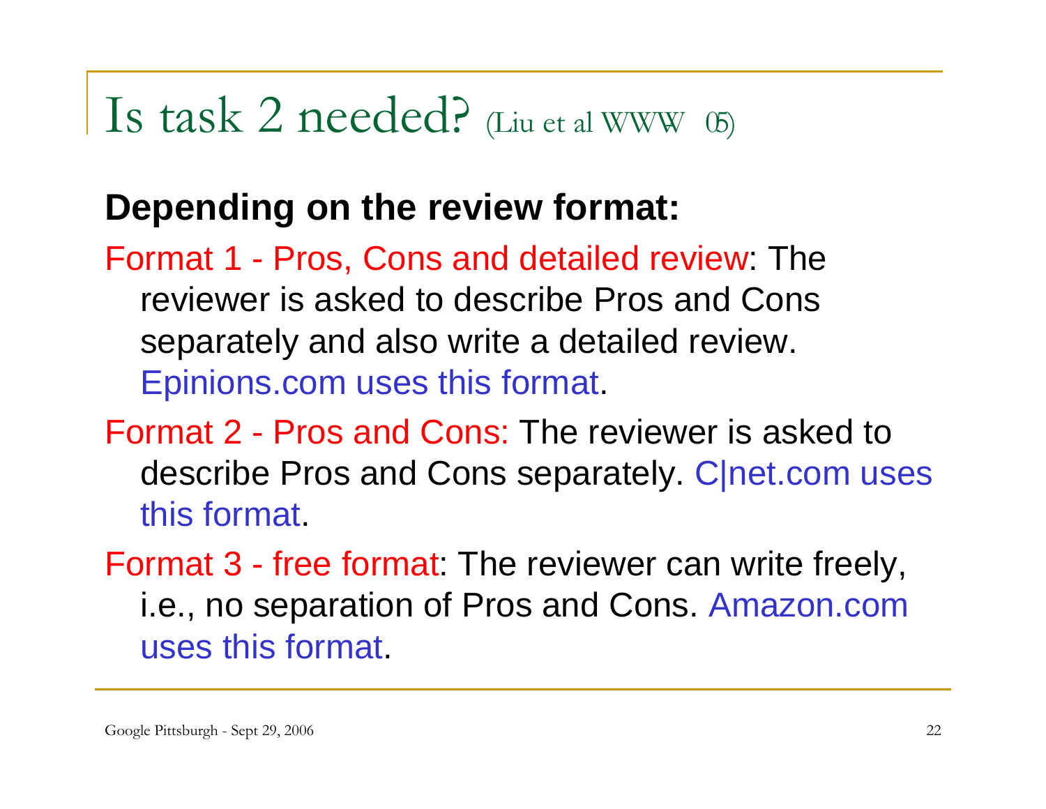# Is task 2 needed? (Liu et al WWW 05)

**Depending on the review format:**

Format 1 - Pros, Cons and detailed review: The reviewer is asked to describe Pros and Cons separately and also write a detailed review. Epinions.com uses this format.

Format 2 - Pros and Cons: The reviewer is asked to describe Pros and Cons separately. C|net.com uses this format.

Format 3 - free format: The reviewer can write freely, i.e., no separation of Pros and Cons. Amazon.com uses this format.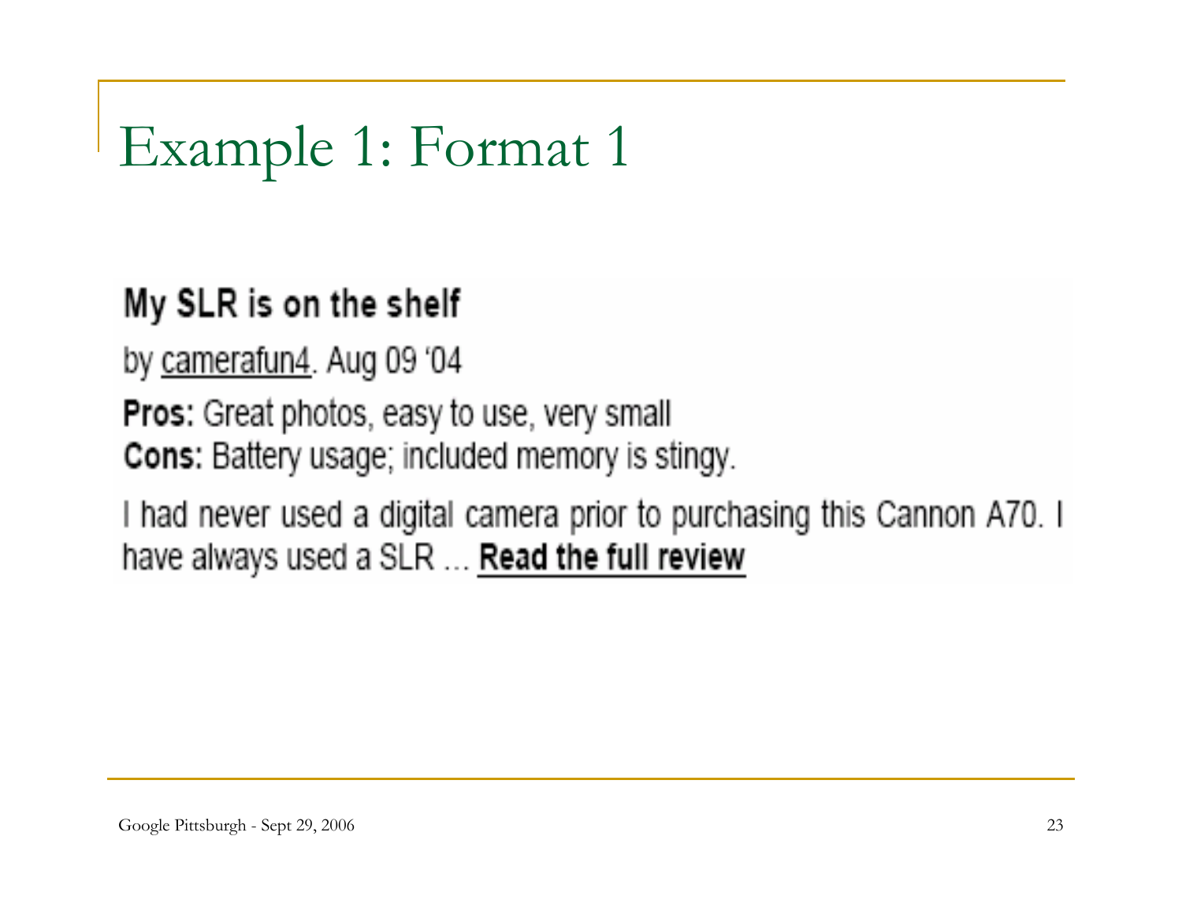# Example 1: Format 1

**My SLR is on the shelf**

by camerafun4. Aug 09 '04

**Pros:** Great photos, easy to use, very small
**Cons:** Battery usage; included memory is stingy.

I had never used a digital camera prior to purchasing this Cannon A70. I have always used a SLR … **Read the full review**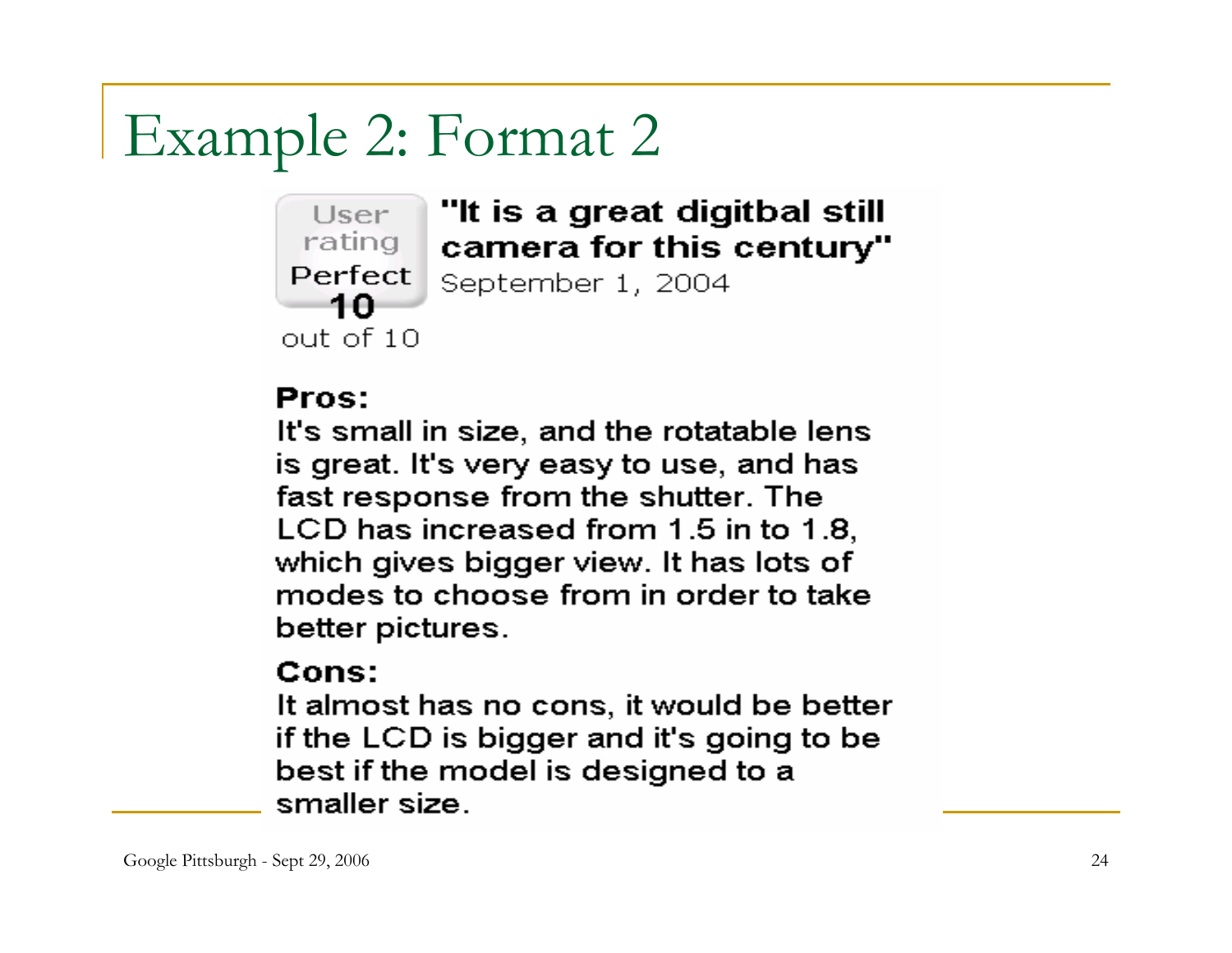# Example 2: Format 2

User rating
Perfect
**10**
out of 10

**"It is a great digitbal still camera for this century"**
September 1, 2004

**Pros:**
It's small in size, and the rotatable lens is great. It's very easy to use, and has fast response from the shutter. The LCD has increased from 1.5 in to 1.8, which gives bigger view. It has lots of modes to choose from in order to take better pictures.

**Cons:**
It almost has no cons, it would be better if the LCD is bigger and it's going to be best if the model is designed to a smaller size.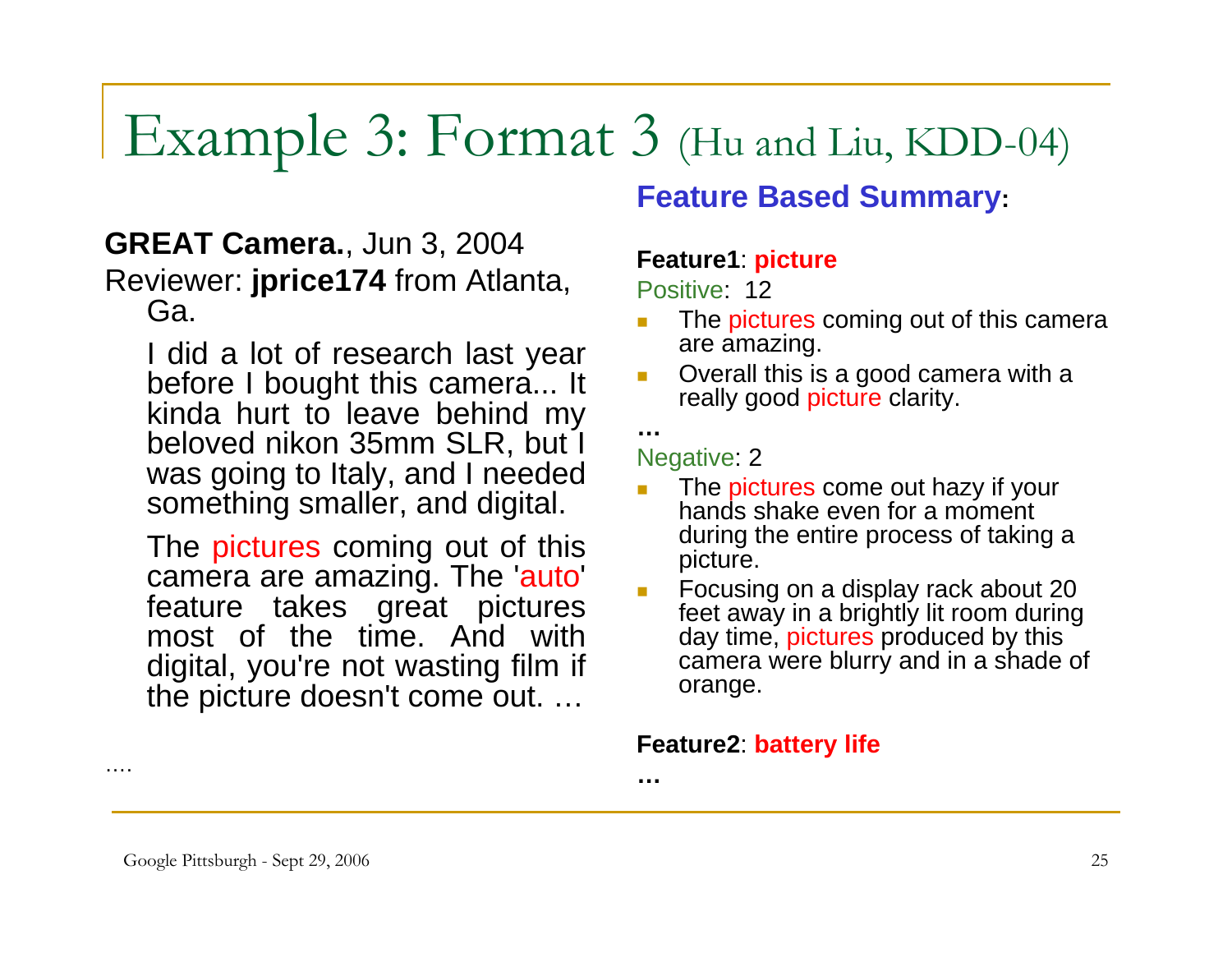# Example 3: Format 3 (Hu and Liu, KDD-04)

**GREAT Camera.**, Jun 3, 2004
Reviewer: **jprice174** from Atlanta, Ga.

I did a lot of research last year before I bought this camera... It kinda hurt to leave behind my beloved nikon 35mm SLR, but I was going to Italy, and I needed something smaller, and digital.

The pictures coming out of this camera are amazing. The 'auto' feature takes great pictures most of the time. And with digital, you're not wasting film if the picture doesn't come out. …

….

**Feature Based Summary:**

**Feature1**: **picture**

Positive: 12

- The pictures coming out of this camera are amazing.
- Overall this is a good camera with a really good picture clarity.

…

Negative: 2

- The pictures come out hazy if your hands shake even for a moment during the entire process of taking a picture.
- Focusing on a display rack about 20 feet away in a brightly lit room during day time, pictures produced by this camera were blurry and in a shade of orange.

**Feature2**: **battery life**

…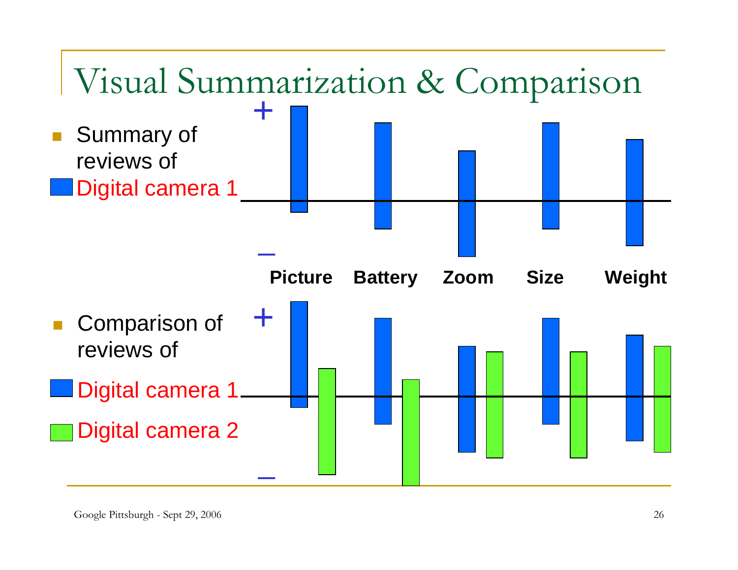# Visual Summarization & Comparison

- Summary of reviews of

Digital camera 1

+

–

Picture Battery Zoom Size Weight

- Comparison of reviews of

Digital camera 1

Digital camera 2

+

–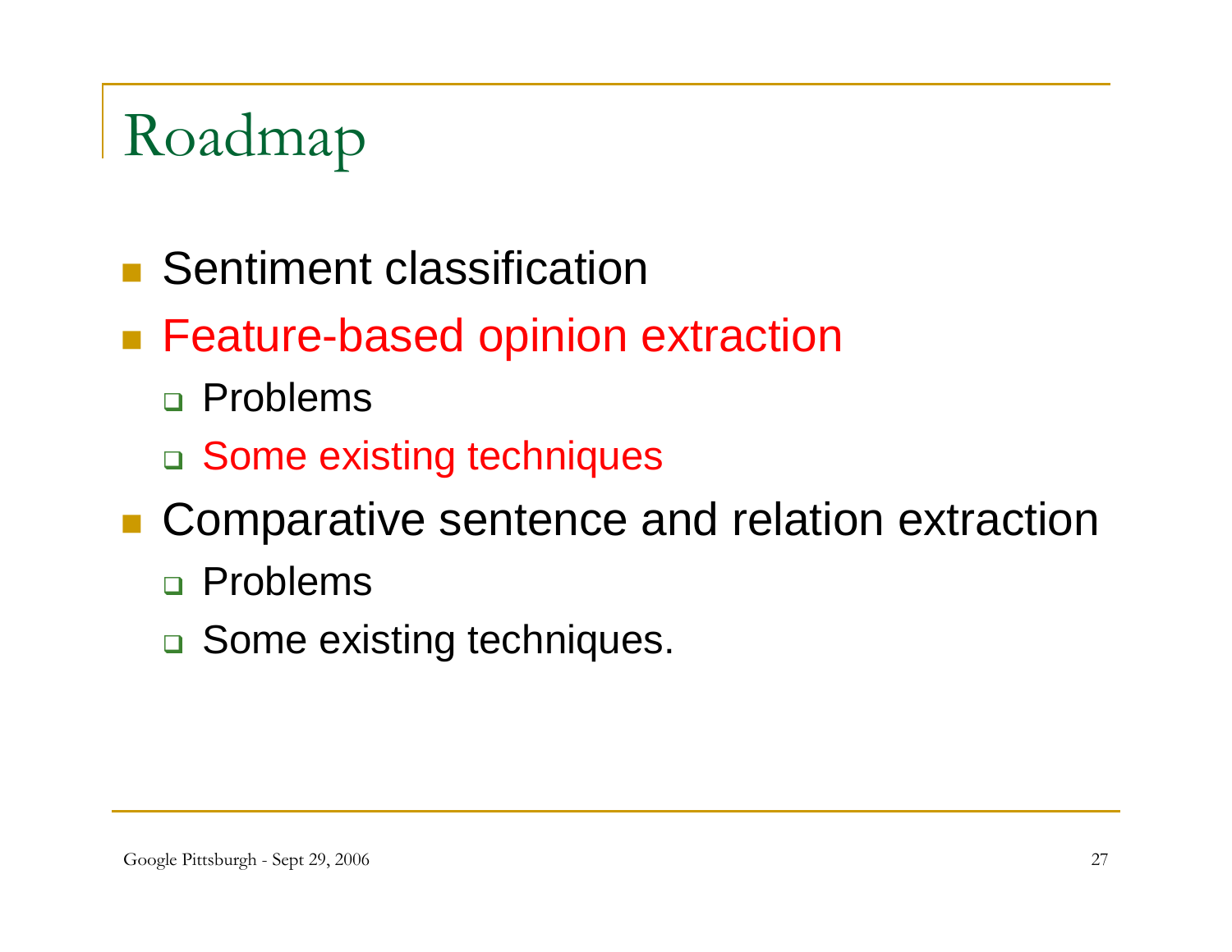# Roadmap

- Sentiment classification
- Feature-based opinion extraction
  - Problems
  - Some existing techniques
- Comparative sentence and relation extraction
  - Problems
  - Some existing techniques.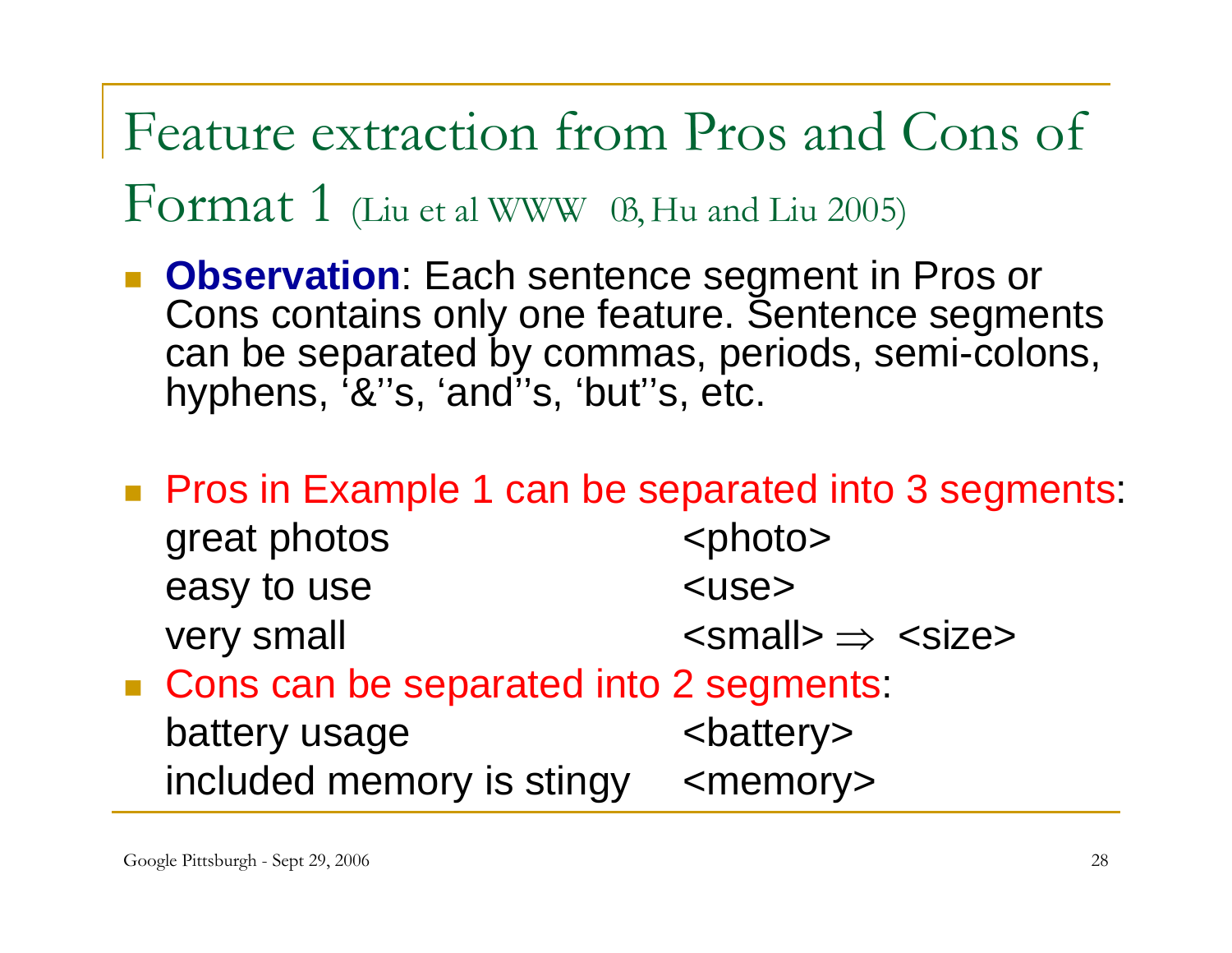# Feature extraction from Pros and Cons of Format 1 (Liu et al WWW 03, Hu and Liu 2005)

- **Observation**: Each sentence segment in Pros or Cons contains only one feature. Sentence segments can be separated by commas, periods, semi-colons, hyphens, '&''s, 'and''s, 'but''s, etc.

- Pros in Example 1 can be separated into 3 segments:

| | |
|---|---|
| great photos | <photo> |
| easy to use | <use> |
| very small | <small> $\Rightarrow$ <size> |

- Cons can be separated into 2 segments:

| | |
|---|---|
| battery usage | <battery> |
| included memory is stingy | <memory> |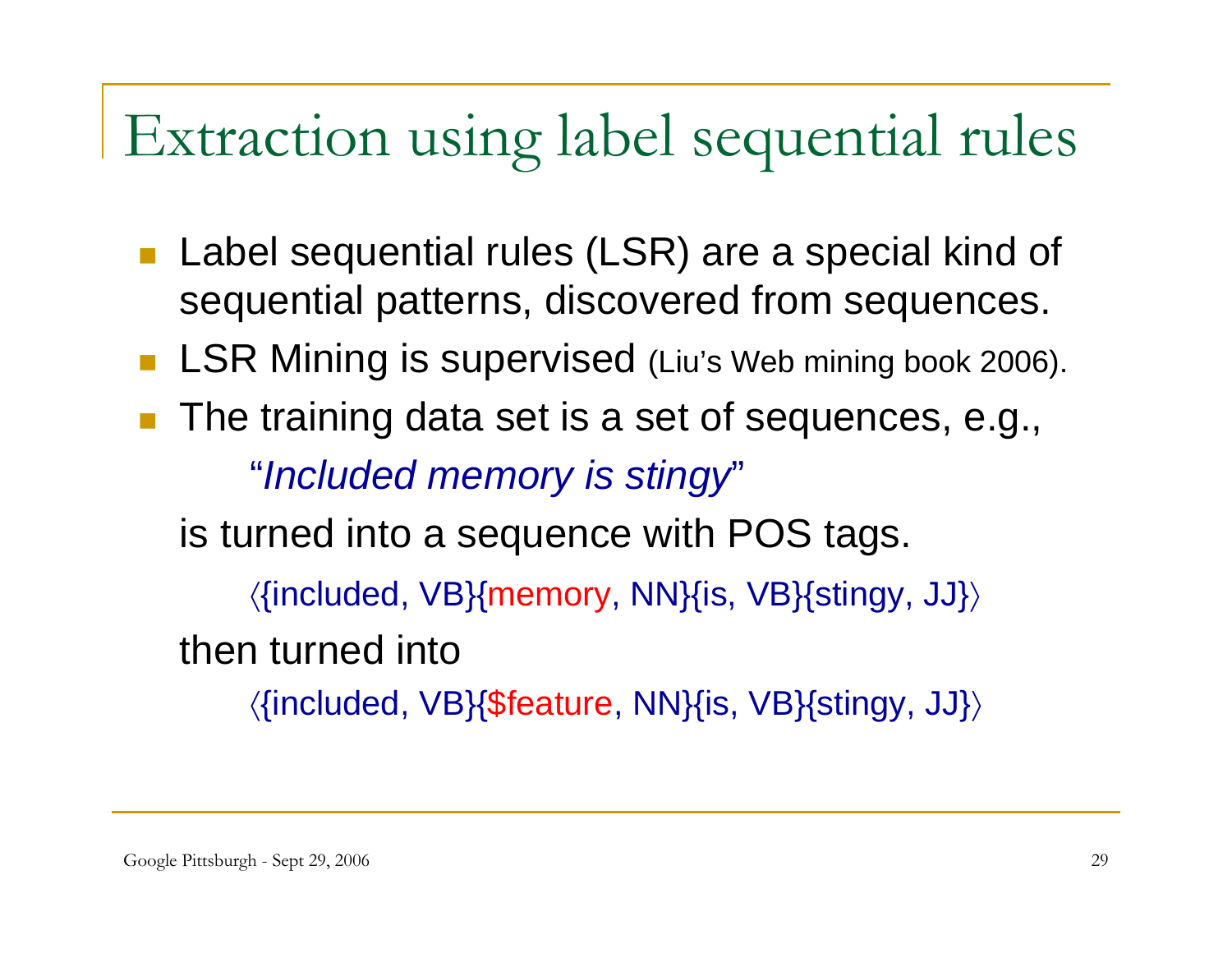# Extraction using label sequential rules

- Label sequential rules (LSR) are a special kind of sequential patterns, discovered from sequences.
- LSR Mining is supervised (Liu's Web mining book 2006).
- The training data set is a set of sequences, e.g.,

  "*Included memory is stingy*"

  is turned into a sequence with POS tags.

  ⟨{included, VB}{memory, NN}{is, VB}{stingy, JJ}⟩

  then turned into

  ⟨{included, VB}{$feature, NN}{is, VB}{stingy, JJ}⟩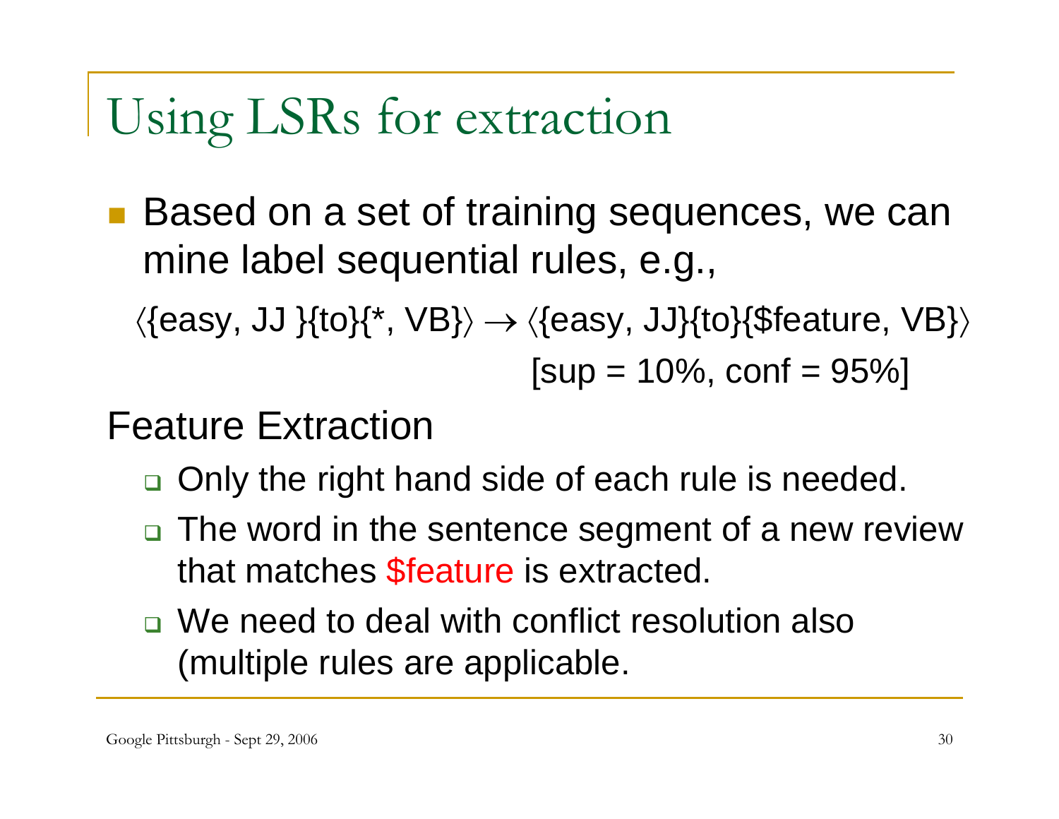# Using LSRs for extraction

- Based on a set of training sequences, we can mine label sequential rules, e.g.,

  ⟨{easy, JJ }{to}{*, VB}⟩ → ⟨{easy, JJ}{to}{$feature, VB}⟩
  [sup = 10%, conf = 95%]

## Feature Extraction

- Only the right hand side of each rule is needed.
- The word in the sentence segment of a new review that matches $feature is extracted.
- We need to deal with conflict resolution also (multiple rules are applicable.

Google Pittsburgh - Sept 29, 2006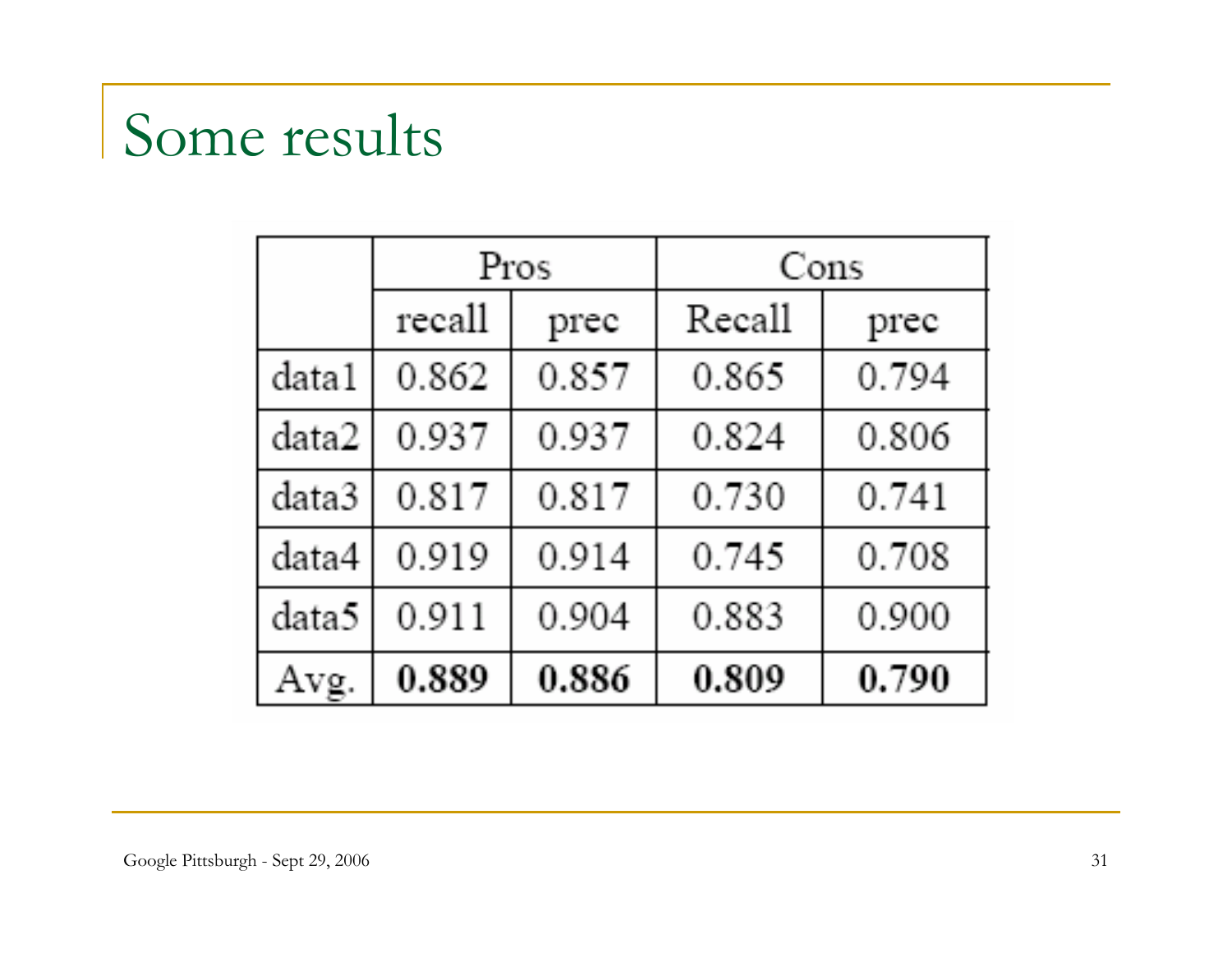# Some results

| | Pros | | Cons | |
|---|---|---|---|---|
| | recall | prec | Recall | prec |
| data1 | 0.862 | 0.857 | 0.865 | 0.794 |
| data2 | 0.937 | 0.937 | 0.824 | 0.806 |
| data3 | 0.817 | 0.817 | 0.730 | 0.741 |
| data4 | 0.919 | 0.914 | 0.745 | 0.708 |
| data5 | 0.911 | 0.904 | 0.883 | 0.900 |
| Avg. | **0.889** | **0.886** | **0.809** | **0.790** |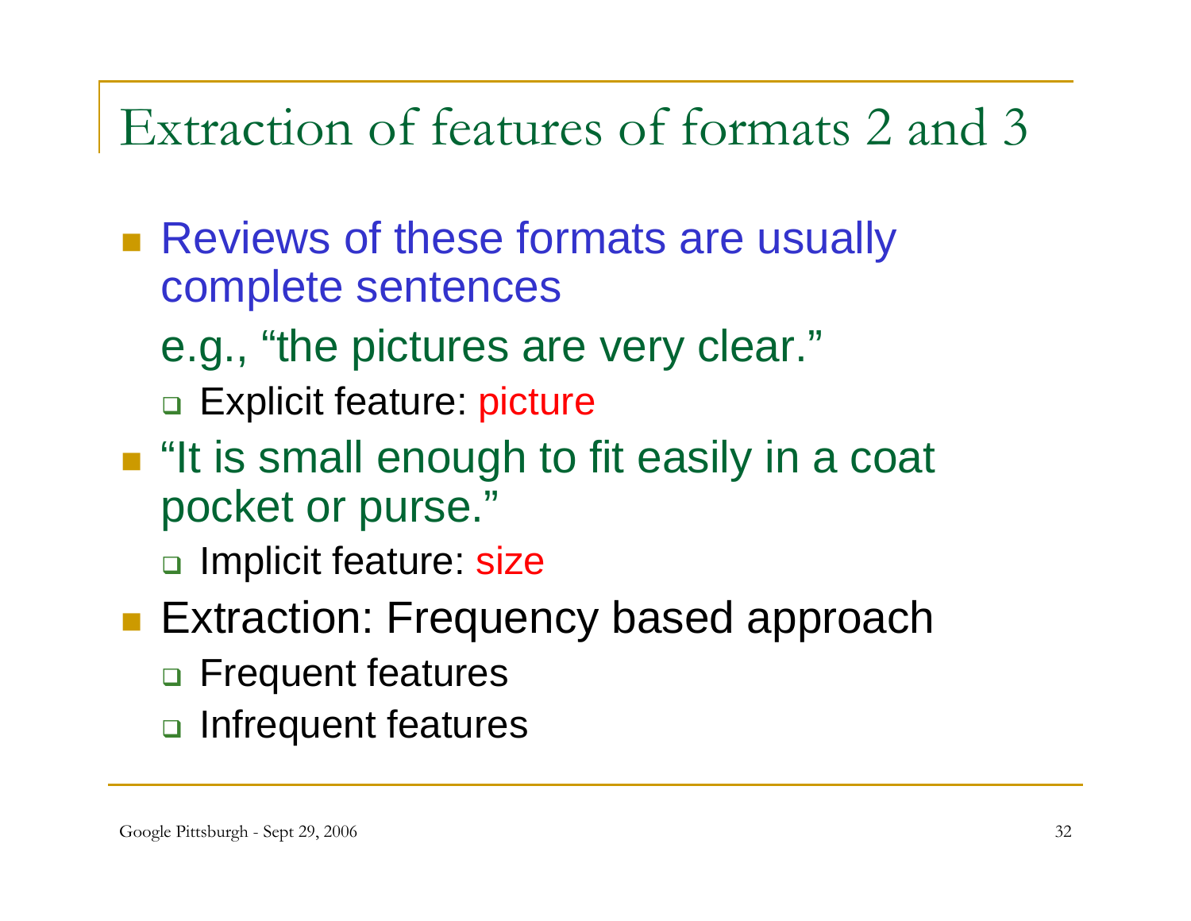# Extraction of features of formats 2 and 3

- Reviews of these formats are usually complete sentences

  e.g., “the pictures are very clear.”

  - Explicit feature: picture
- “It is small enough to fit easily in a coat pocket or purse.”
  - Implicit feature: size
- Extraction: Frequency based approach
  - Frequent features
  - Infrequent features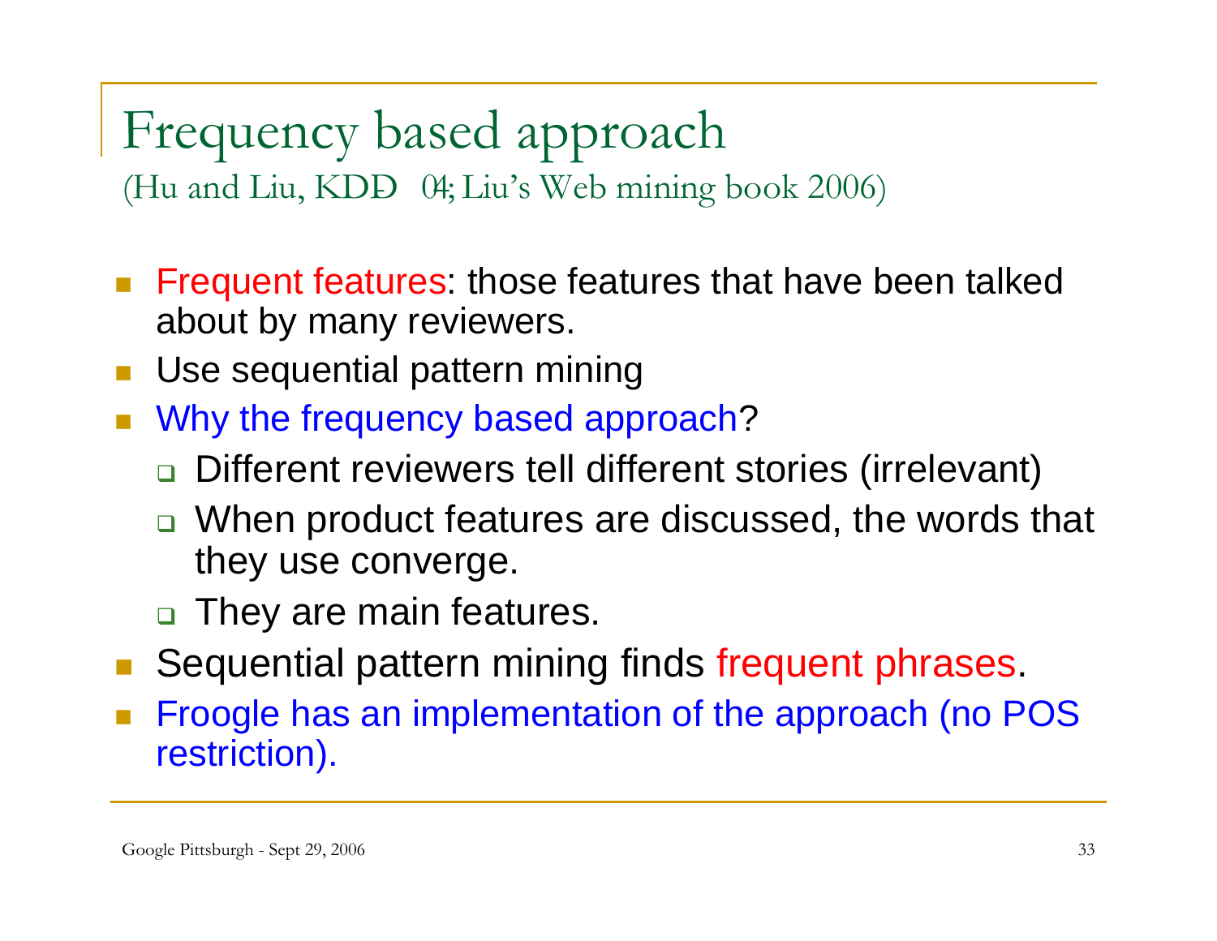# Frequency based approach

(Hu and Liu, KDD 04; Liu's Web mining book 2006)

- Frequent features: those features that have been talked about by many reviewers.
- Use sequential pattern mining
- Why the frequency based approach?
  - Different reviewers tell different stories (irrelevant)
  - When product features are discussed, the words that they use converge.
  - They are main features.
- Sequential pattern mining finds frequent phrases.
- Froogle has an implementation of the approach (no POS restriction).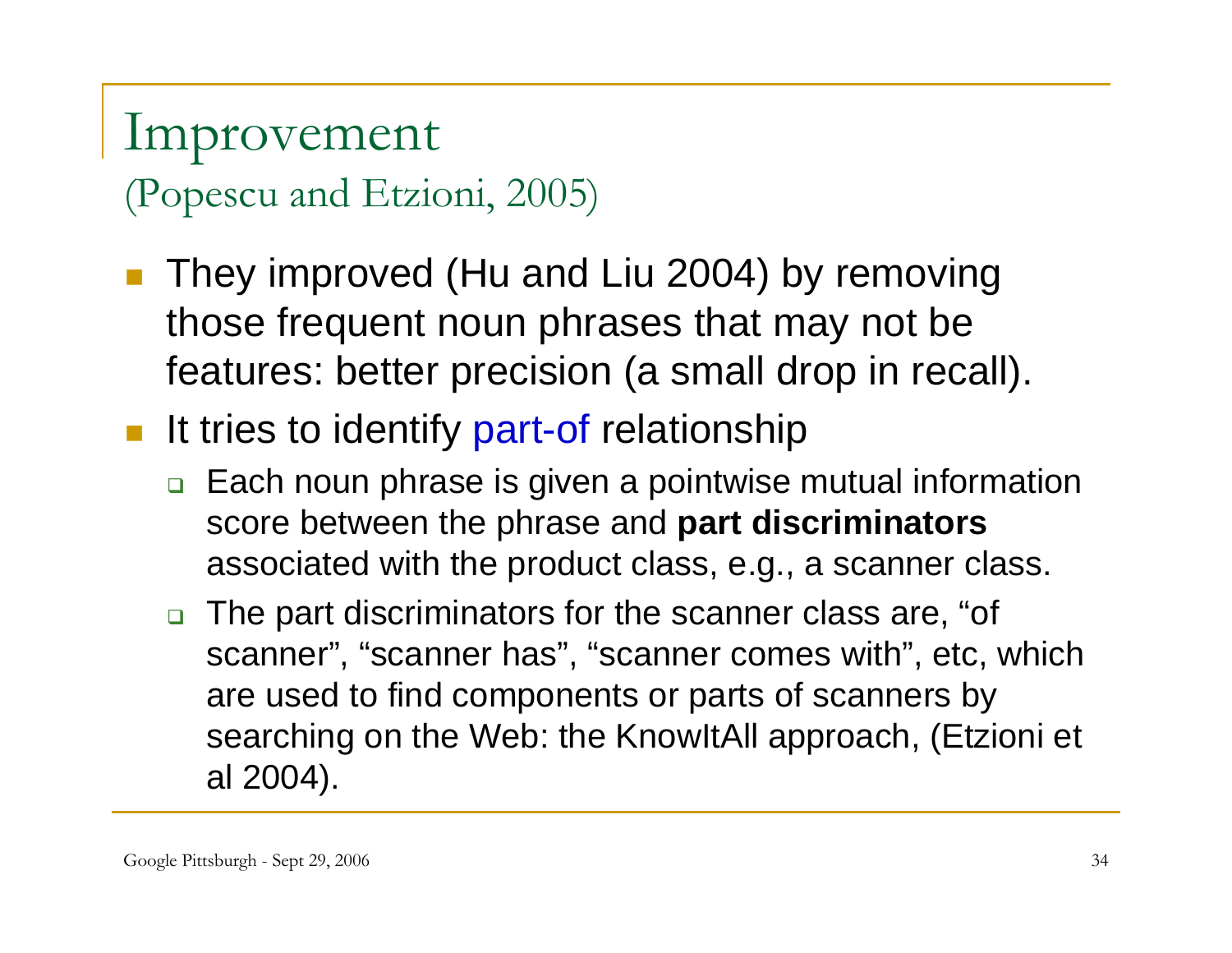# Improvement
(Popescu and Etzioni, 2005)

- They improved (Hu and Liu 2004) by removing those frequent noun phrases that may not be features: better precision (a small drop in recall).
- It tries to identify part-of relationship
  - Each noun phrase is given a pointwise mutual information score between the phrase and **part discriminators** associated with the product class, e.g., a scanner class.
  - The part discriminators for the scanner class are, "of scanner", "scanner has", "scanner comes with", etc, which are used to find components or parts of scanners by searching on the Web: the KnowItAll approach, (Etzioni et al 2004).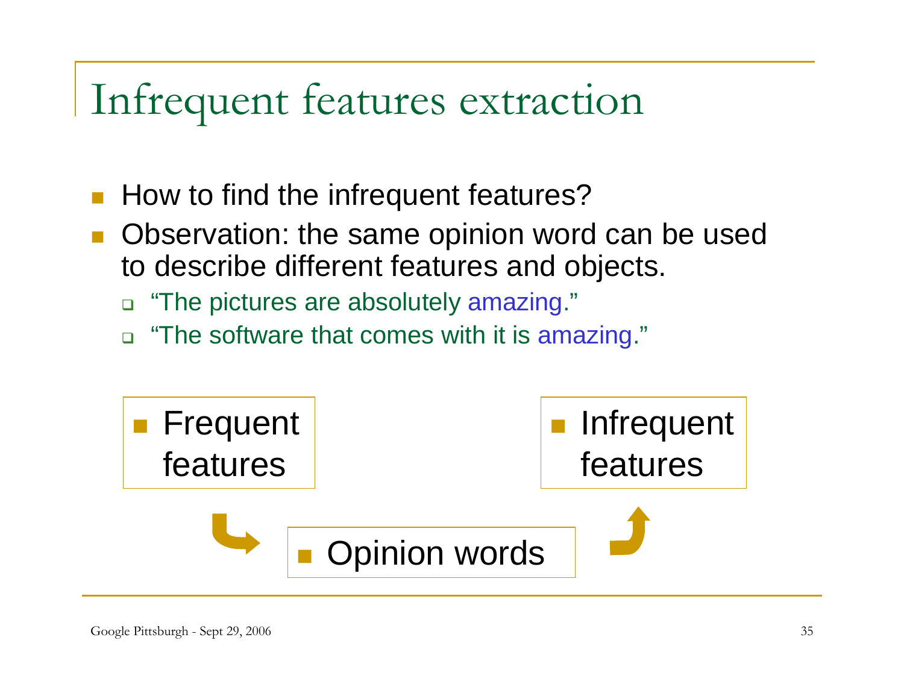# Infrequent features extraction

- How to find the infrequent features?
- Observation: the same opinion word can be used to describe different features and objects.
  - "The pictures are absolutely amazing."
  - "The software that comes with it is amazing."

Frequent features

Opinion words

Infrequent features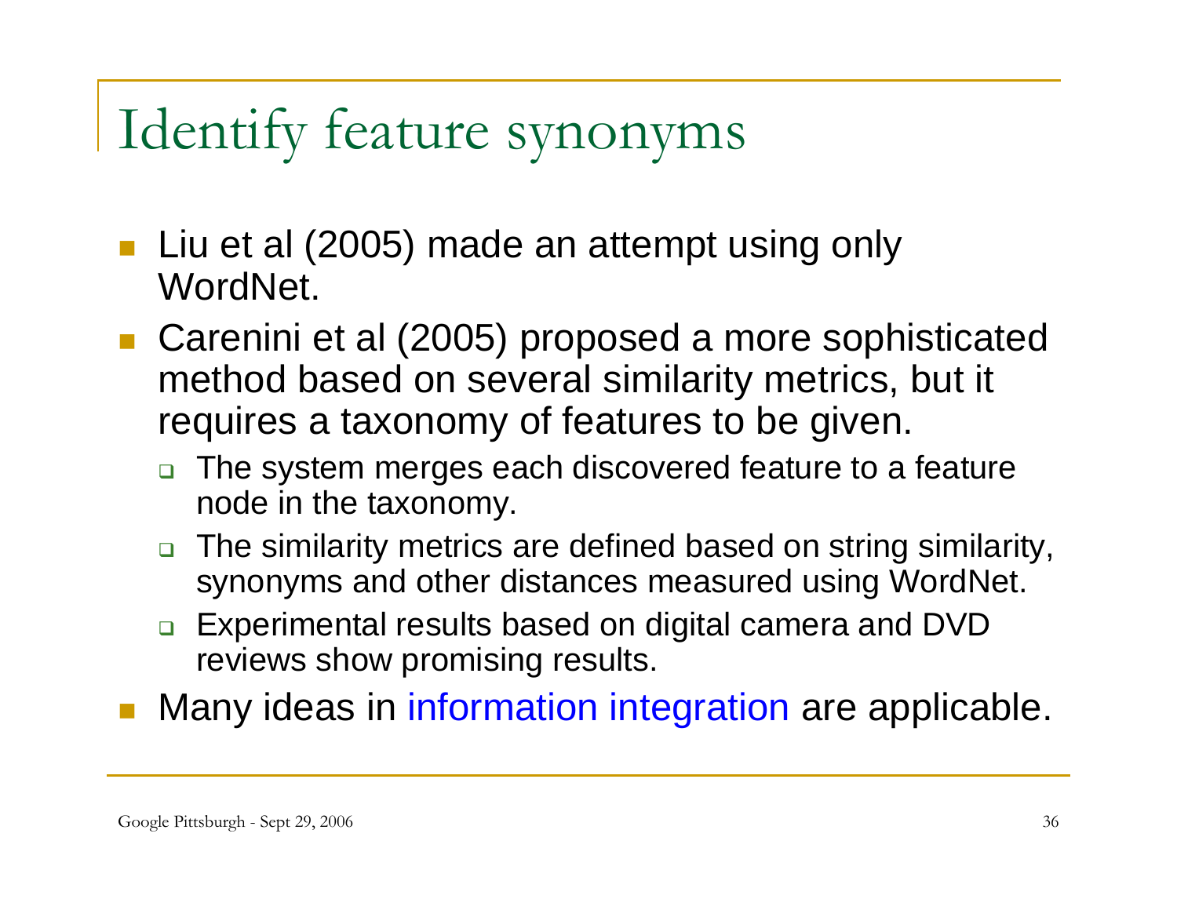# Identify feature synonyms

- Liu et al (2005) made an attempt using only WordNet.
- Carenini et al (2005) proposed a more sophisticated method based on several similarity metrics, but it requires a taxonomy of features to be given.
  - The system merges each discovered feature to a feature node in the taxonomy.
  - The similarity metrics are defined based on string similarity, synonyms and other distances measured using WordNet.
  - Experimental results based on digital camera and DVD reviews show promising results.
- Many ideas in information integration are applicable.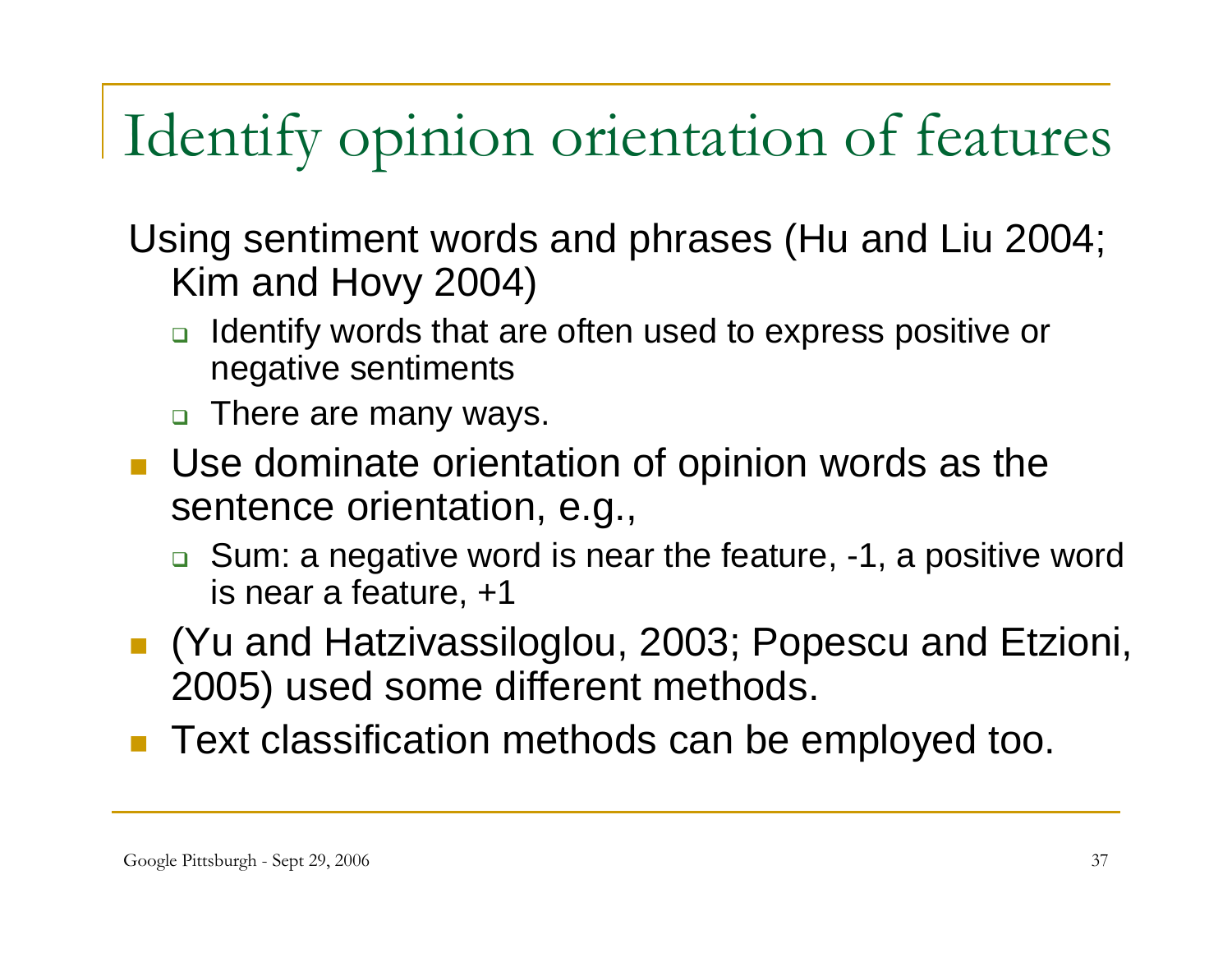# Identify opinion orientation of features

Using sentiment words and phrases (Hu and Liu 2004; Kim and Hovy 2004)

- Identify words that are often used to express positive or negative sentiments
- There are many ways.

- Use dominate orientation of opinion words as the sentence orientation, e.g.,
  - Sum: a negative word is near the feature, -1, a positive word is near a feature, +1
- (Yu and Hatzivassiloglou, 2003; Popescu and Etzioni, 2005) used some different methods.
- Text classification methods can be employed too.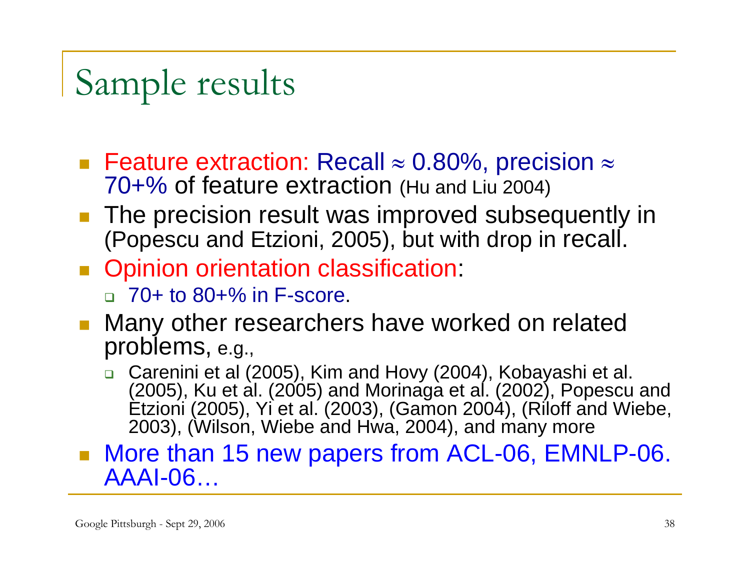# Sample results

- Feature extraction: Recall ≈ 0.80%, precision ≈ 70+% of feature extraction (Hu and Liu 2004)
- The precision result was improved subsequently in (Popescu and Etzioni, 2005), but with drop in recall.
- Opinion orientation classification:
  - 70+ to 80+% in F-score.
- Many other researchers have worked on related problems, e.g.,
  - Carenini et al (2005), Kim and Hovy (2004), Kobayashi et al. (2005), Ku et al. (2005) and Morinaga et al. (2002), Popescu and Etzioni (2005), Yi et al. (2003), (Gamon 2004), (Riloff and Wiebe, 2003), (Wilson, Wiebe and Hwa, 2004), and many more
- More than 15 new papers from ACL-06, EMNLP-06. AAAI-06…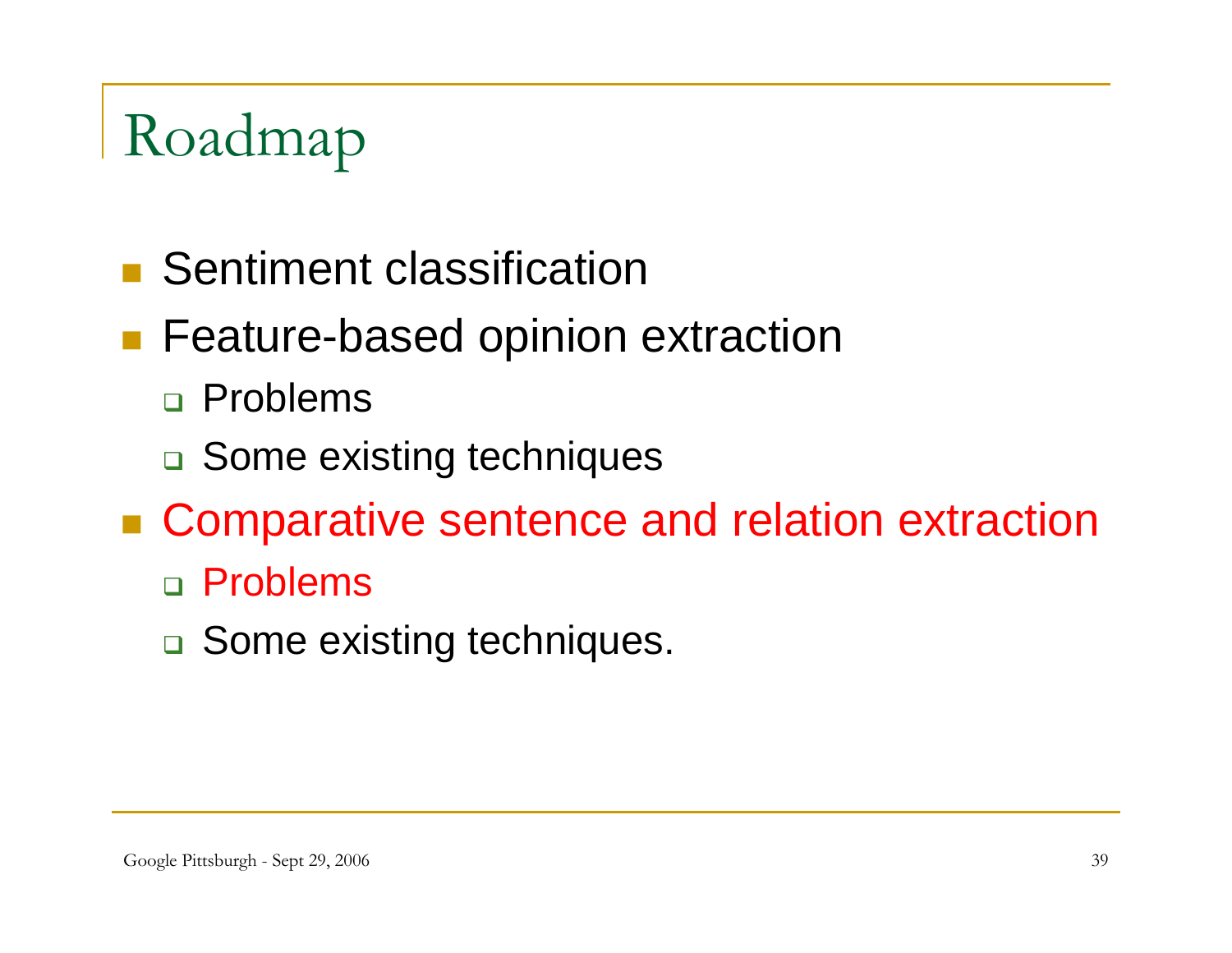# Roadmap

- Sentiment classification
- Feature-based opinion extraction
  - Problems
  - Some existing techniques
- Comparative sentence and relation extraction
  - Problems
  - Some existing techniques.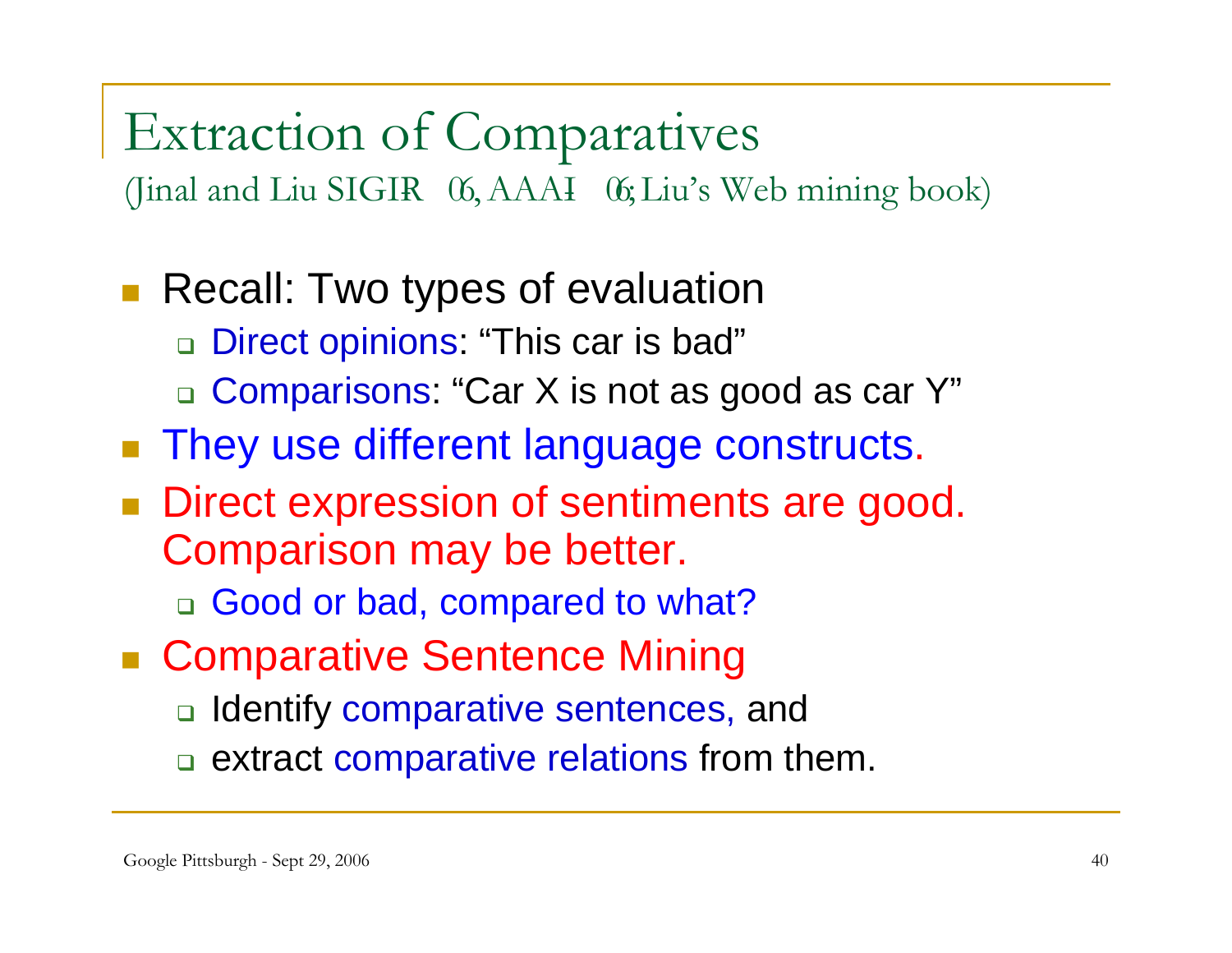# Extraction of Comparatives

(Jinal and Liu SIGIR 06, AAAI 06; Liu's Web mining book)

- Recall: Two types of evaluation
  - Direct opinions: "This car is bad"
  - Comparisons: "Car X is not as good as car Y"
- They use different language constructs.
- Direct expression of sentiments are good. Comparison may be better.
  - Good or bad, compared to what?
- Comparative Sentence Mining
  - Identify comparative sentences, and
  - extract comparative relations from them.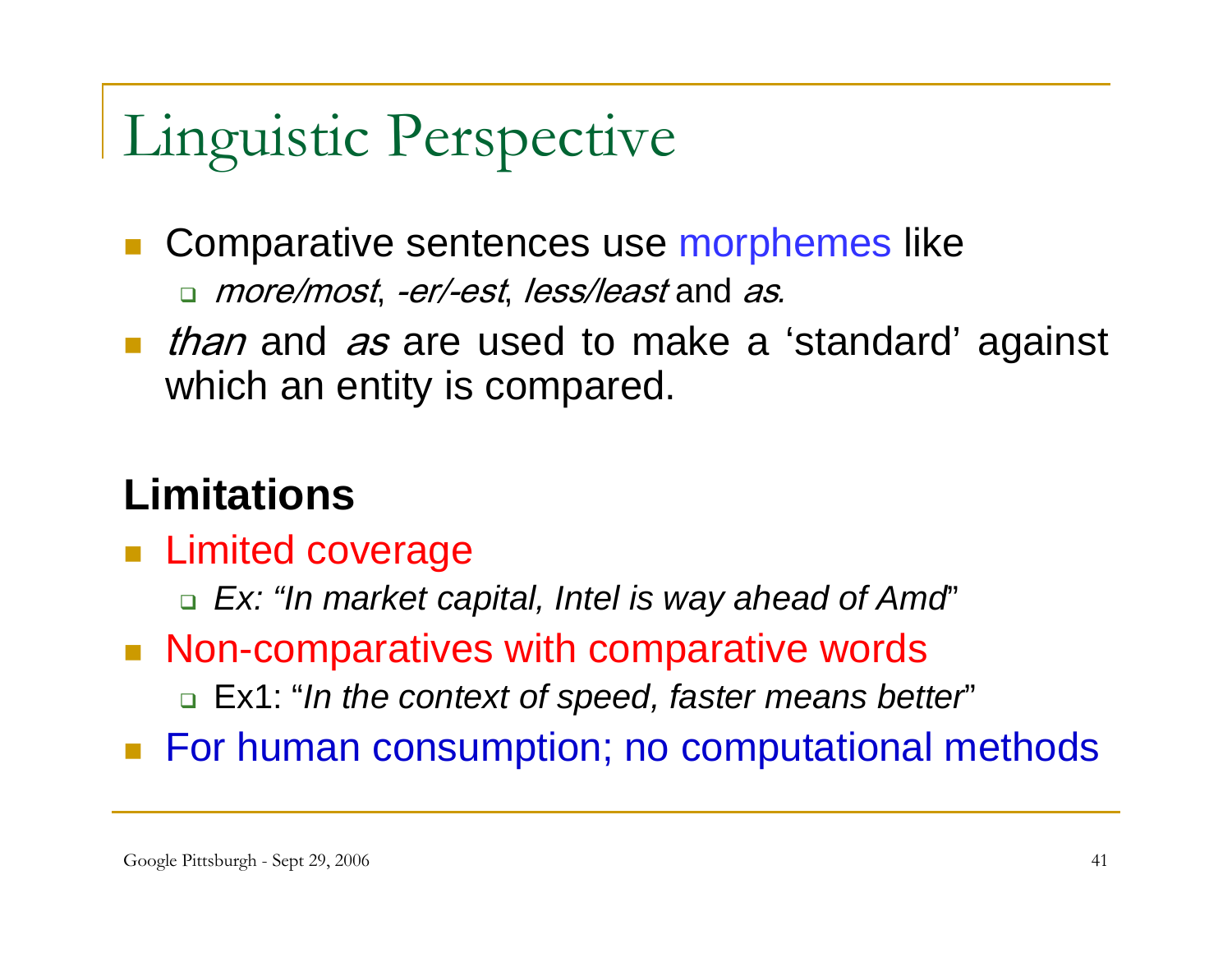# Linguistic Perspective

- Comparative sentences use morphemes like
  - *more/most*, *-er/-est*, *less/least* and *as*.
- *than* and *as* are used to make a 'standard' against which an entity is compared.

**Limitations**

- Limited coverage
  - *Ex: "In market capital, Intel is way ahead of Amd*"
- Non-comparatives with comparative words
  - Ex1: "*In the context of speed, faster means better*"
- For human consumption; no computational methods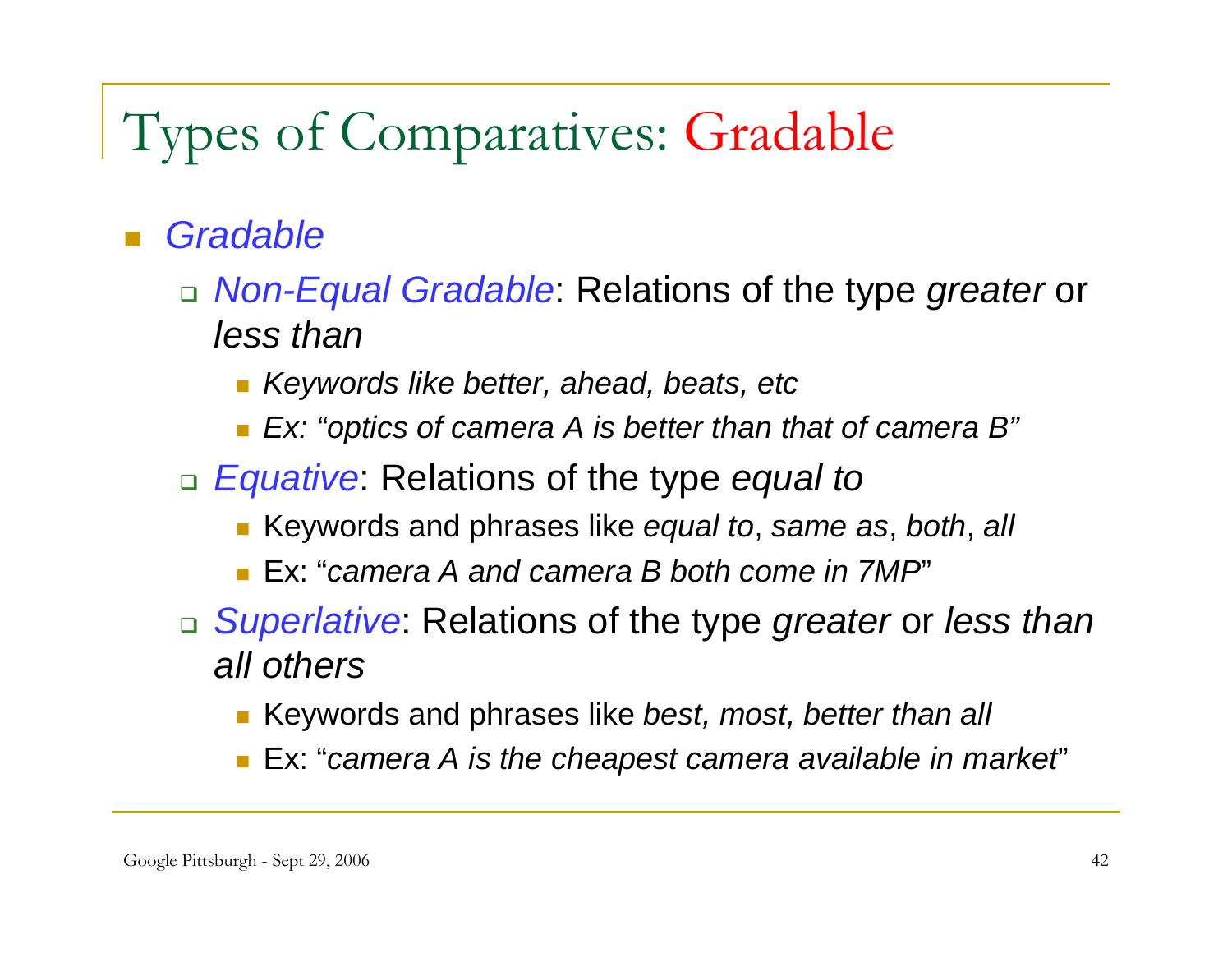# Types of Comparatives: Gradable

- *Gradable*
  - *Non-Equal Gradable*: Relations of the type *greater* or *less than*
    - *Keywords like better, ahead, beats, etc*
    - *Ex: "optics of camera A is better than that of camera B"*
  - *Equative*: Relations of the type *equal to*
    - Keywords and phrases like *equal to*, *same as*, *both*, *all*
    - Ex: "*camera A and camera B both come in 7MP*"
  - *Superlative*: Relations of the type *greater* or *less than all others*
    - Keywords and phrases like *best, most, better than all*
    - Ex: "*camera A is the cheapest camera available in market*"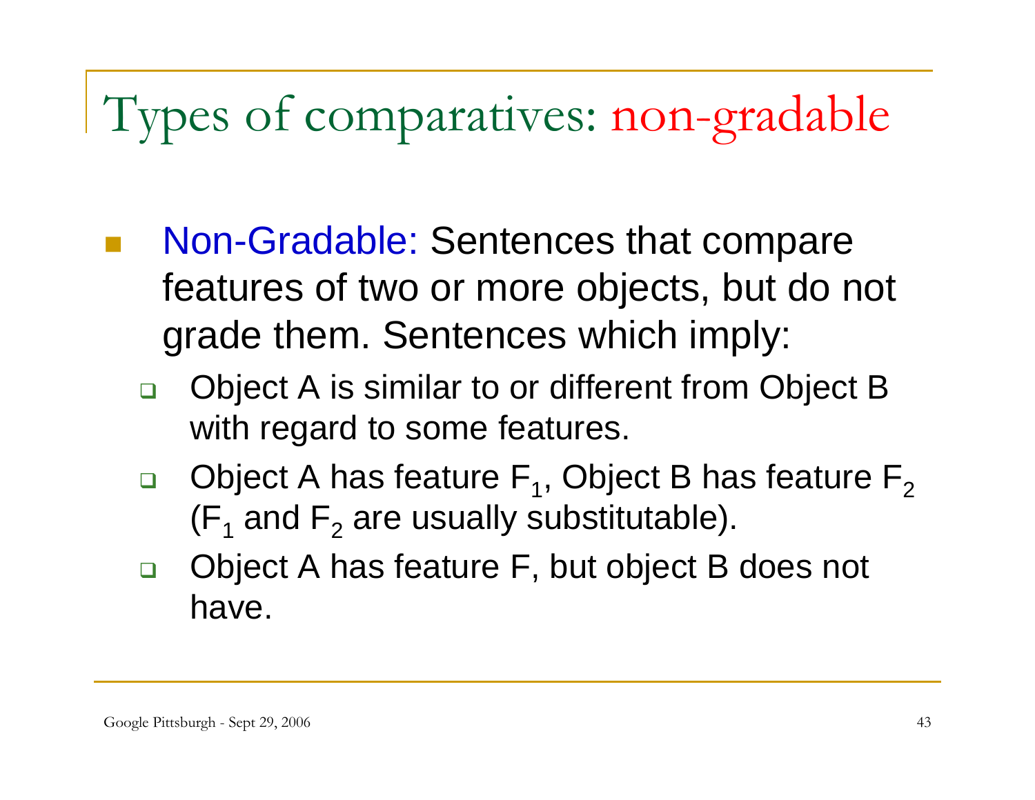# Types of comparatives: non-gradable

- Non-Gradable: Sentences that compare features of two or more objects, but do not grade them. Sentences which imply:
  - Object A is similar to or different from Object B with regard to some features.
  - Object A has feature $F_1$, Object B has feature $F_2$ ($F_1$ and $F_2$ are usually substitutable).
  - Object A has feature F, but object B does not have.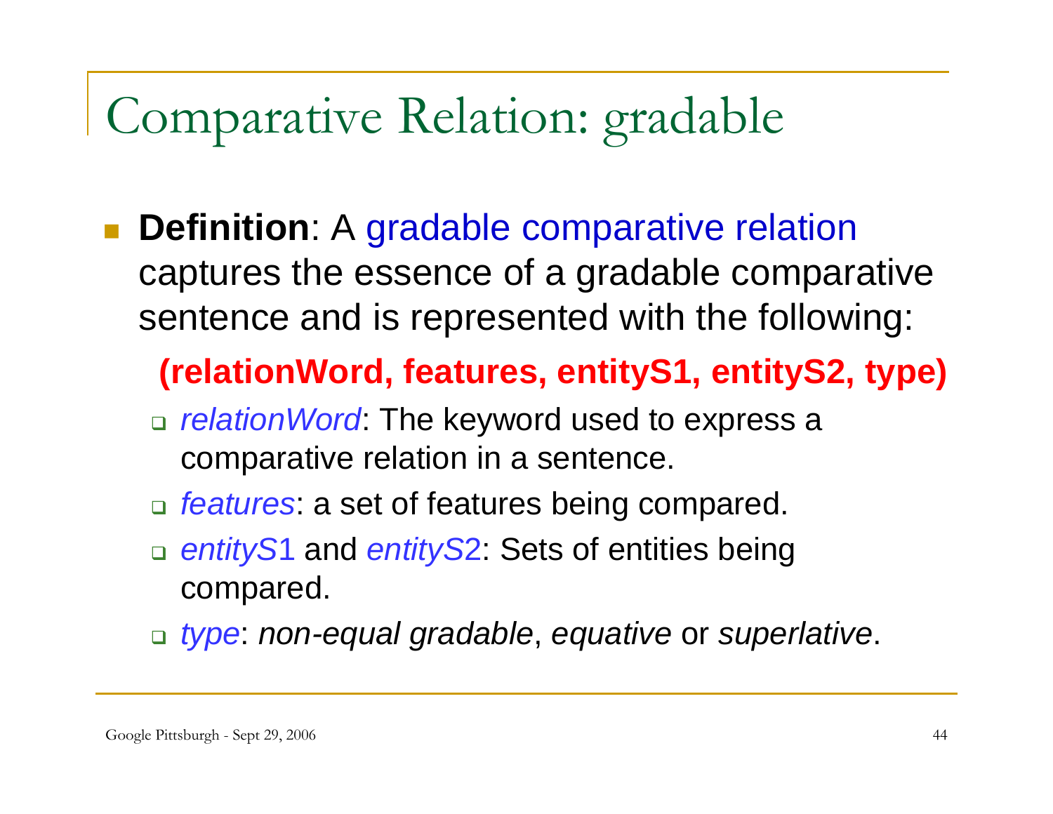# Comparative Relation: gradable

- **Definition**: A gradable comparative relation captures the essence of a gradable comparative sentence and is represented with the following:

  **(relationWord, features, entityS1, entityS2, type)**

  - *relationWord*: The keyword used to express a comparative relation in a sentence.
  - *features*: a set of features being compared.
  - *entityS*1 and *entityS*2: Sets of entities being compared.
  - *type*: *non-equal gradable*, *equative* or *superlative*.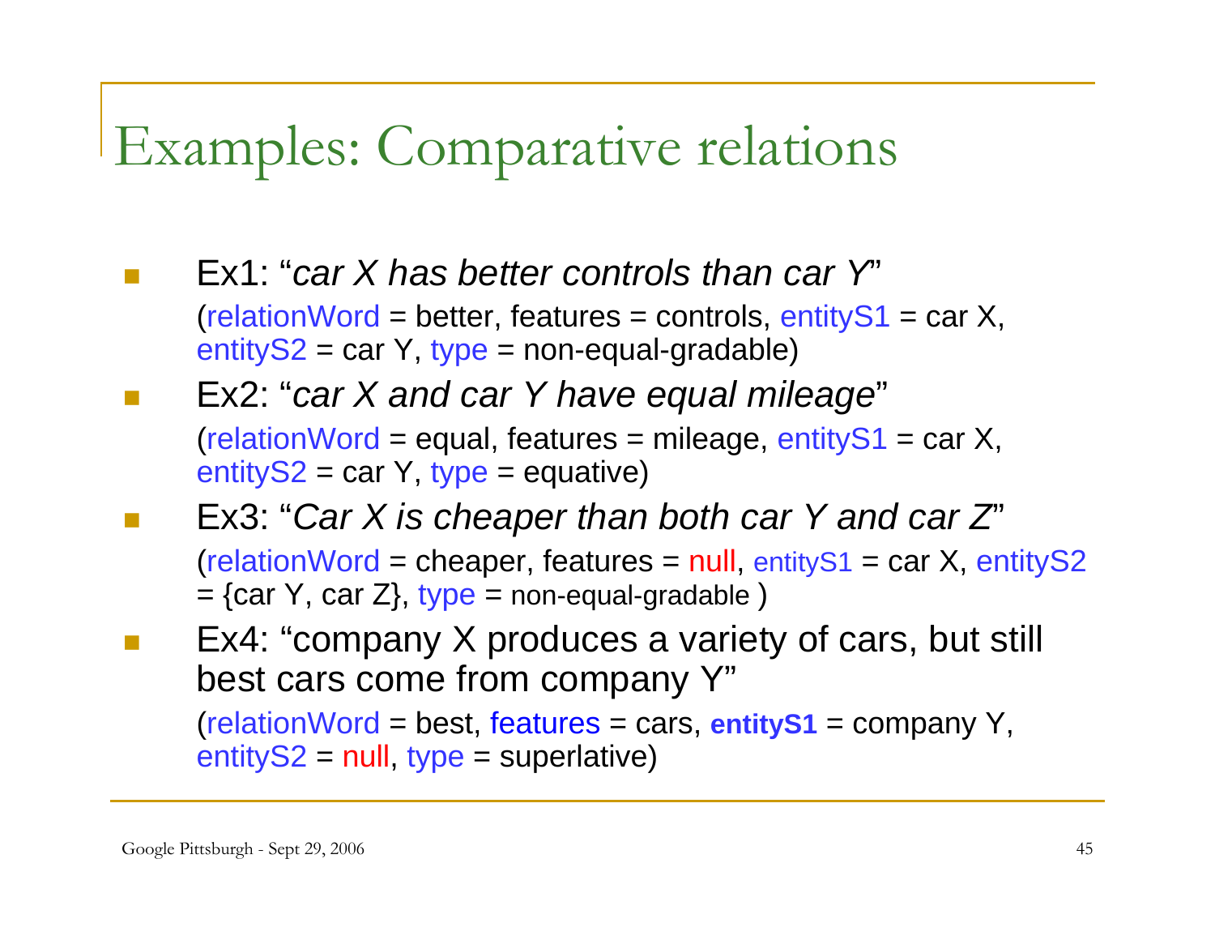# Examples: Comparative relations

- Ex1: "*car X has better controls than car Y*"
  (relationWord = better, features = controls, entityS1 = car X, entityS2 = car Y, type = non-equal-gradable)
- Ex2: "*car X and car Y have equal mileage*"
  (relationWord = equal, features = mileage, entityS1 = car X, entityS2 = car Y, type = equative)
- Ex3: "*Car X is cheaper than both car Y and car Z*"
  (relationWord = cheaper, features = null, entityS1 = car X, entityS2 = {car Y, car Z}, type = non-equal-gradable )
- Ex4: "company X produces a variety of cars, but still best cars come from company Y"
  (relationWord = best, features = cars, **entityS1** = company Y, entityS2 = null, type = superlative)

Google Pittsburgh - Sept 29, 2006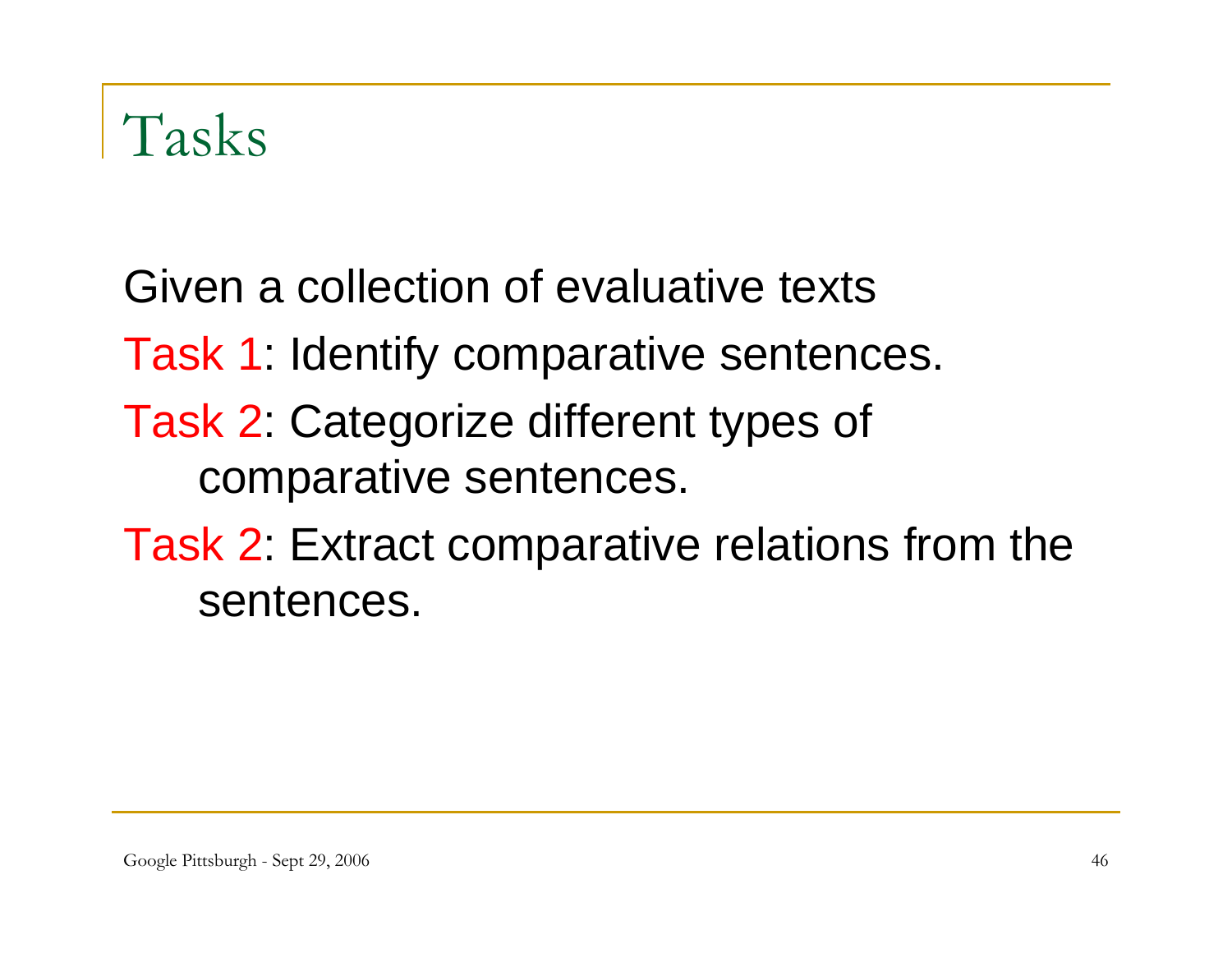# Tasks

Given a collection of evaluative texts

Task 1: Identify comparative sentences.

Task 2: Categorize different types of comparative sentences.

Task 2: Extract comparative relations from the sentences.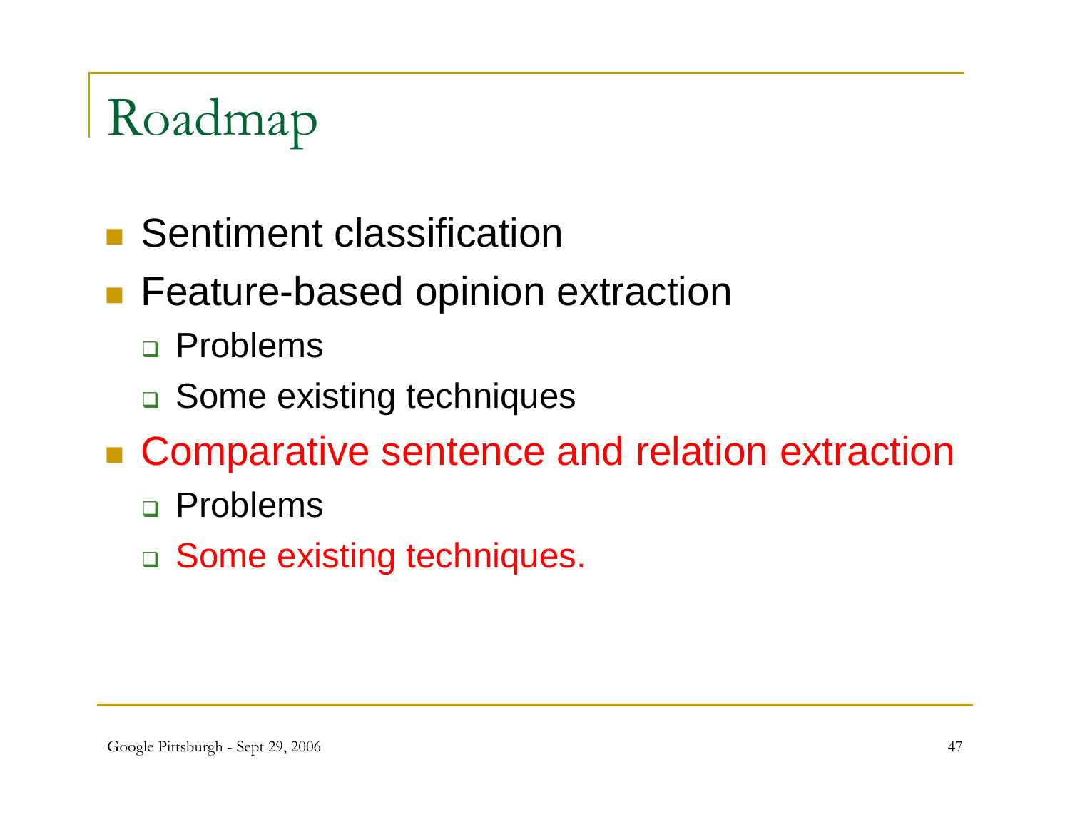# Roadmap

- Sentiment classification
- Feature-based opinion extraction
  - Problems
  - Some existing techniques
- Comparative sentence and relation extraction
  - Problems
  - Some existing techniques.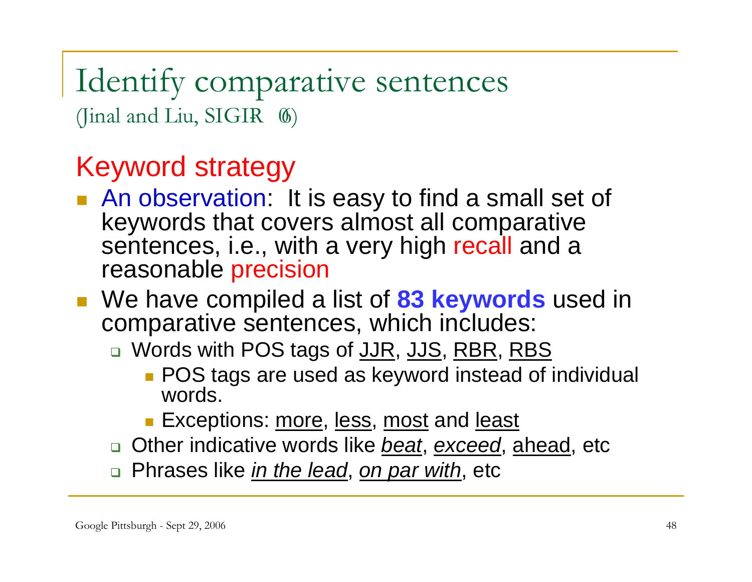# Identify comparative sentences

(Jinal and Liu, SIGIR 06)

## Keyword strategy

- An observation: It is easy to find a small set of keywords that covers almost all comparative sentences, i.e., with a very high recall and a reasonable precision
- We have compiled a list of **83 keywords** used in comparative sentences, which includes:
  - Words with POS tags of JJR, JJS, RBR, RBS
    - POS tags are used as keyword instead of individual words.
    - Exceptions: more, less, most and least
  - Other indicative words like *beat*, *exceed*, ahead, etc
  - Phrases like *in the lead*, *on par with*, etc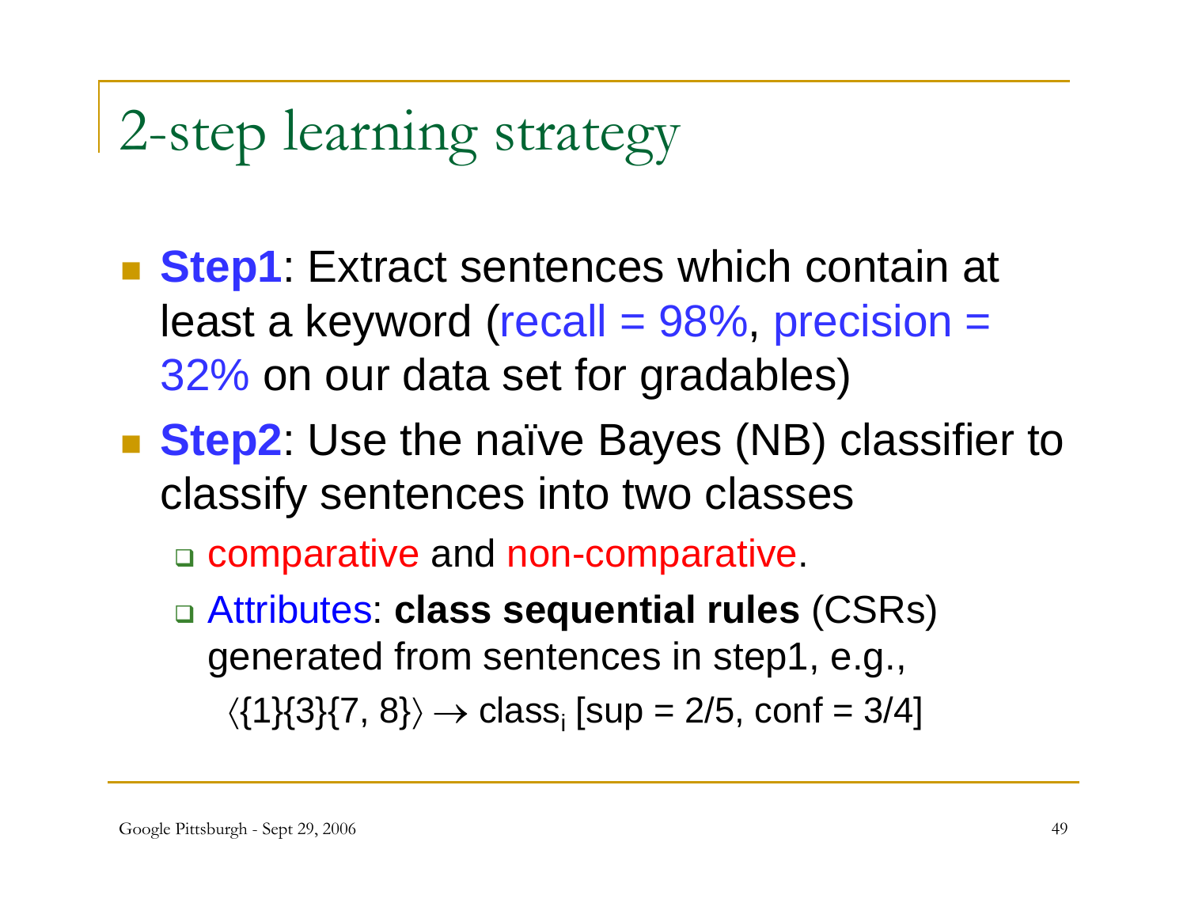# 2-step learning strategy

- **Step1**: Extract sentences which contain at least a keyword (recall = 98%, precision = 32% on our data set for gradables)
- **Step2**: Use the naïve Bayes (NB) classifier to classify sentences into two classes
  - comparative and non-comparative.
  - Attributes: **class sequential rules** (CSRs) generated from sentences in step1, e.g.,

    $\langle\{1\}\{3\}\{7, 8\}\rangle \rightarrow \text{class}_i$ [sup = 2/5, conf = 3/4]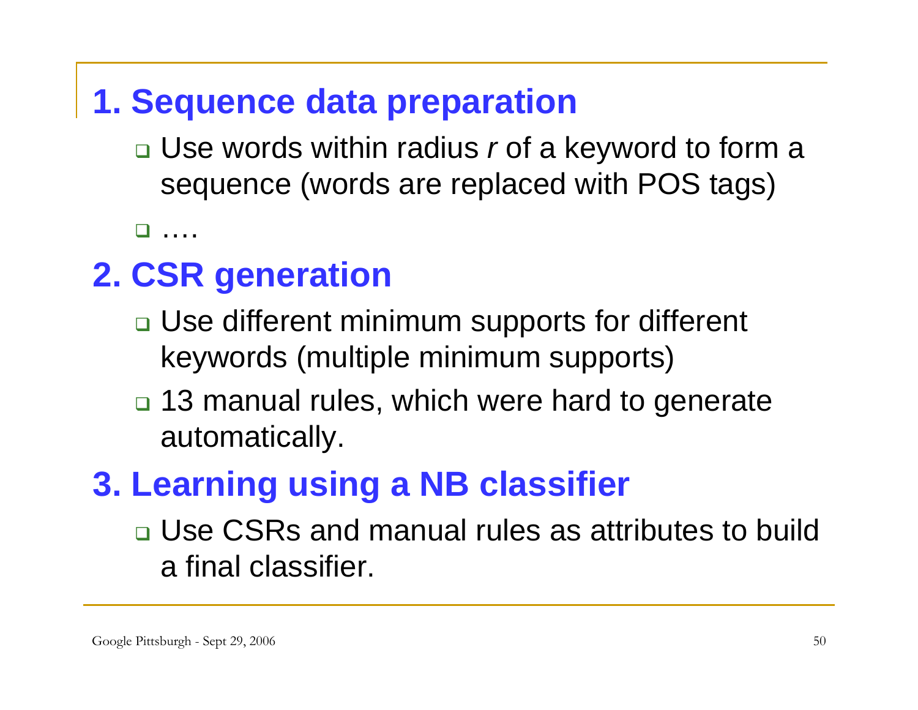## 1. Sequence data preparation

- Use words within radius *r* of a keyword to form a sequence (words are replaced with POS tags)
- ….

## 2. CSR generation

- Use different minimum supports for different keywords (multiple minimum supports)
- 13 manual rules, which were hard to generate automatically.

## 3. Learning using a NB classifier

- Use CSRs and manual rules as attributes to build a final classifier.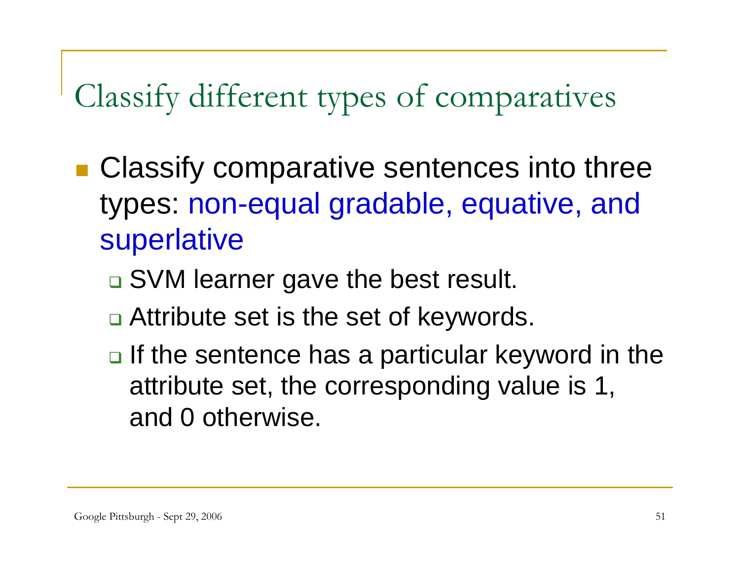# Classify different types of comparatives

- Classify comparative sentences into three types: non-equal gradable, equative, and superlative
  - SVM learner gave the best result.
  - Attribute set is the set of keywords.
  - If the sentence has a particular keyword in the attribute set, the corresponding value is 1, and 0 otherwise.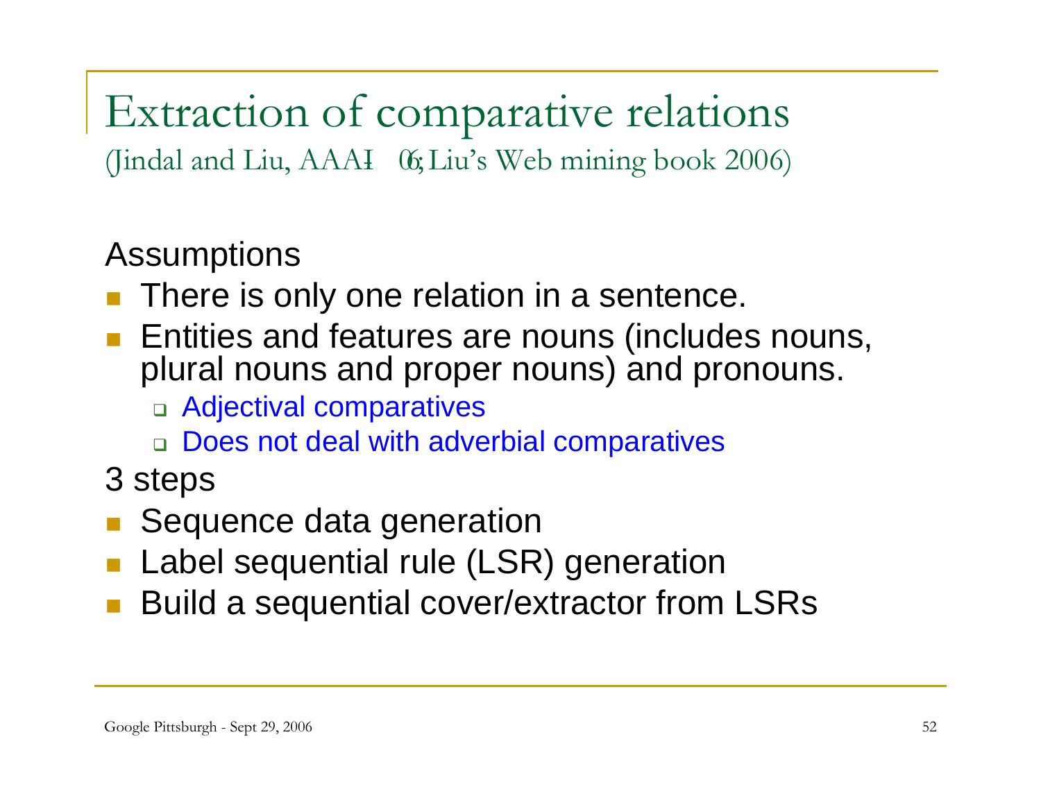# Extraction of comparative relations

(Jindal and Liu, AAAI-06; Liu's Web mining book 2006)

Assumptions

- There is only one relation in a sentence.
- Entities and features are nouns (includes nouns, plural nouns and proper nouns) and pronouns.
  - Adjectival comparatives
  - Does not deal with adverbial comparatives

3 steps

- Sequence data generation
- Label sequential rule (LSR) generation
- Build a sequential cover/extractor from LSRs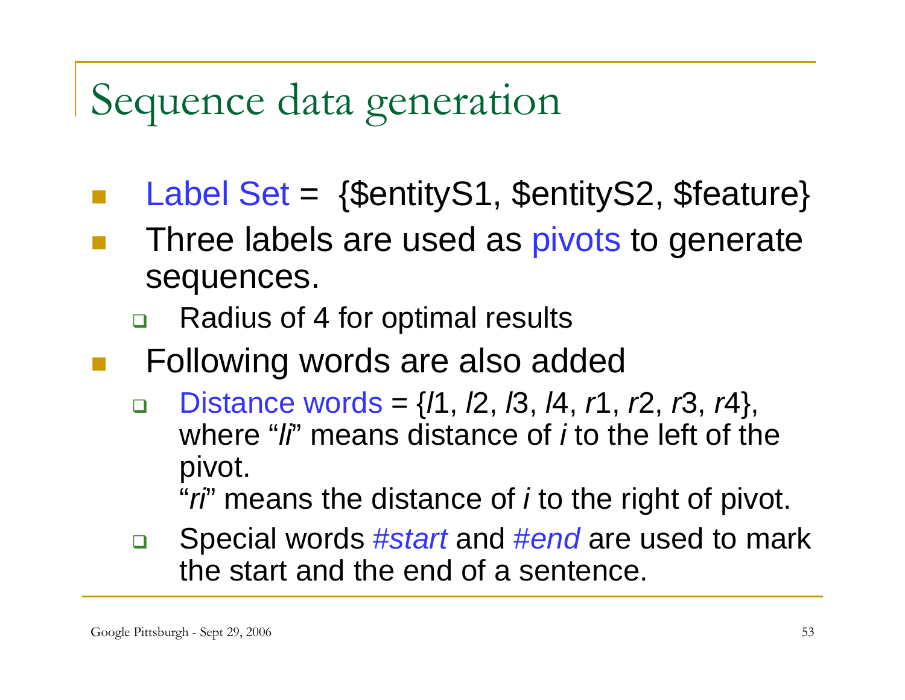# Sequence data generation

- Label Set = {$entityS1, $entityS2, $feature}
- Three labels are used as pivots to generate sequences.
  - Radius of 4 for optimal results
- Following words are also added
  - Distance words = {*l*1, *l*2, *l*3, *l*4, *r*1, *r*2, *r*3, *r*4}, where "*li*" means distance of *i* to the left of the pivot.
    "*ri*" means the distance of *i* to the right of pivot.
  - Special words *#start* and *#end* are used to mark the start and the end of a sentence.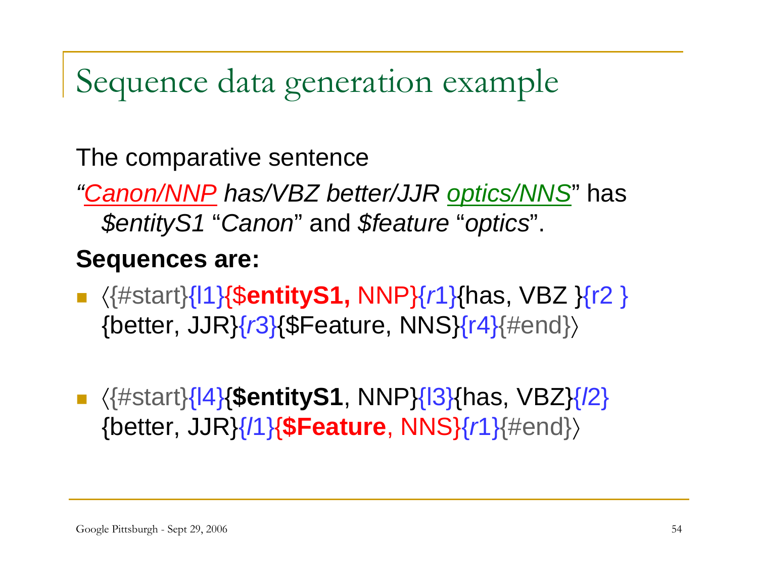# Sequence data generation example

The comparative sentence

"*Canon/NNP* *has/VBZ better/JJR* *optics/NNS*" has *$entityS1* "*Canon*" and *$feature* "*optics*".

**Sequences are:**

- 〈{#start}{l1}{**$entityS1,** NNP}{*r*1}{has, VBZ }{r2 }{better, JJR}{*r*3}{$Feature, NNS}{r4}{#end}〉

- 〈{#start}{l4}{**$entityS1**, NNP}{l3}{has, VBZ}{*l*2}{better, JJR}{*l*1}{**$Feature**, NNS}{*r*1}{#end}〉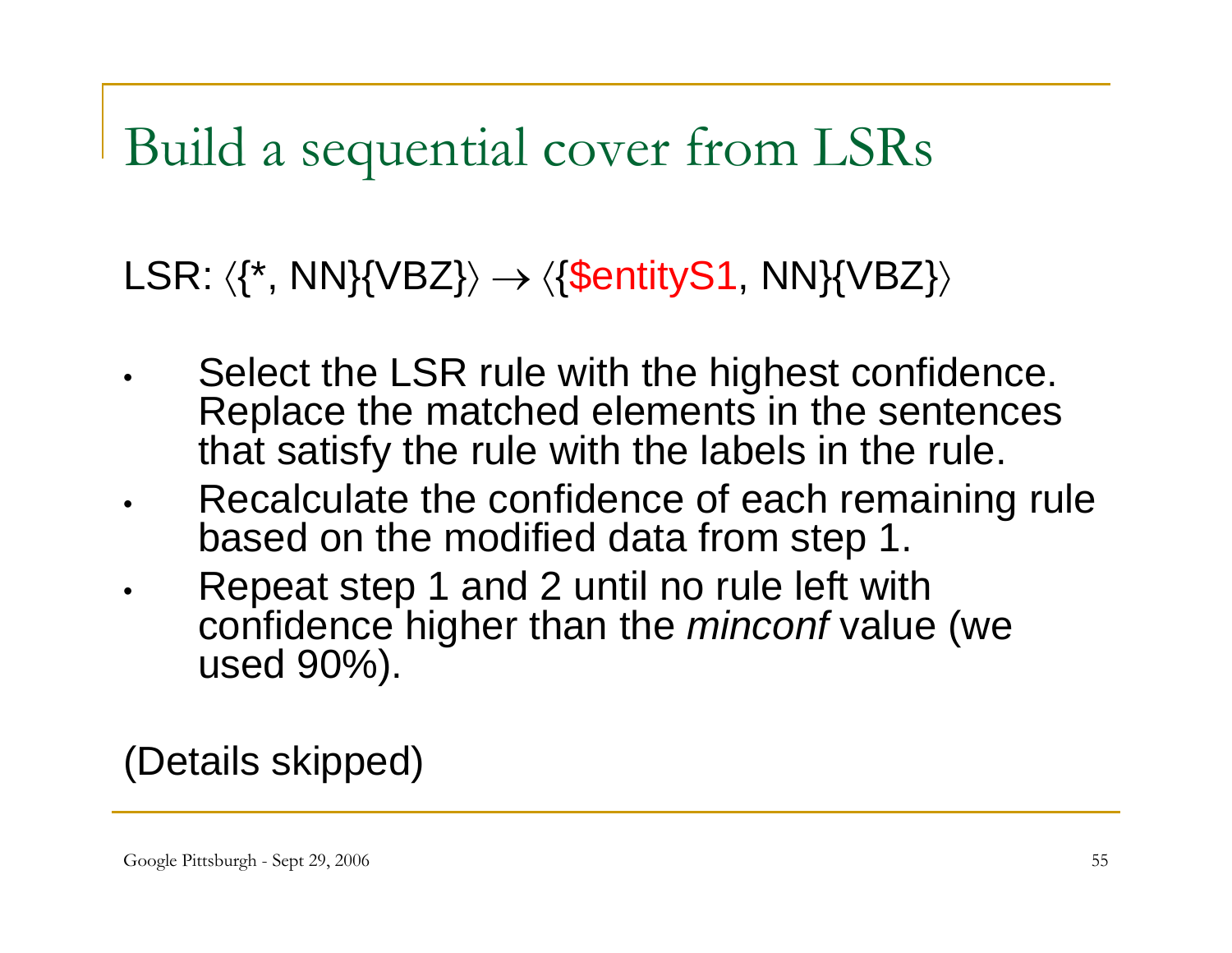# Build a sequential cover from LSRs

LSR: ⟨{*, NN}{VBZ}⟩ → ⟨{$entityS1, NN}{VBZ}⟩

- Select the LSR rule with the highest confidence. Replace the matched elements in the sentences that satisfy the rule with the labels in the rule.
- Recalculate the confidence of each remaining rule based on the modified data from step 1.
- Repeat step 1 and 2 until no rule left with confidence higher than the *minconf* value (we used 90%).

(Details skipped)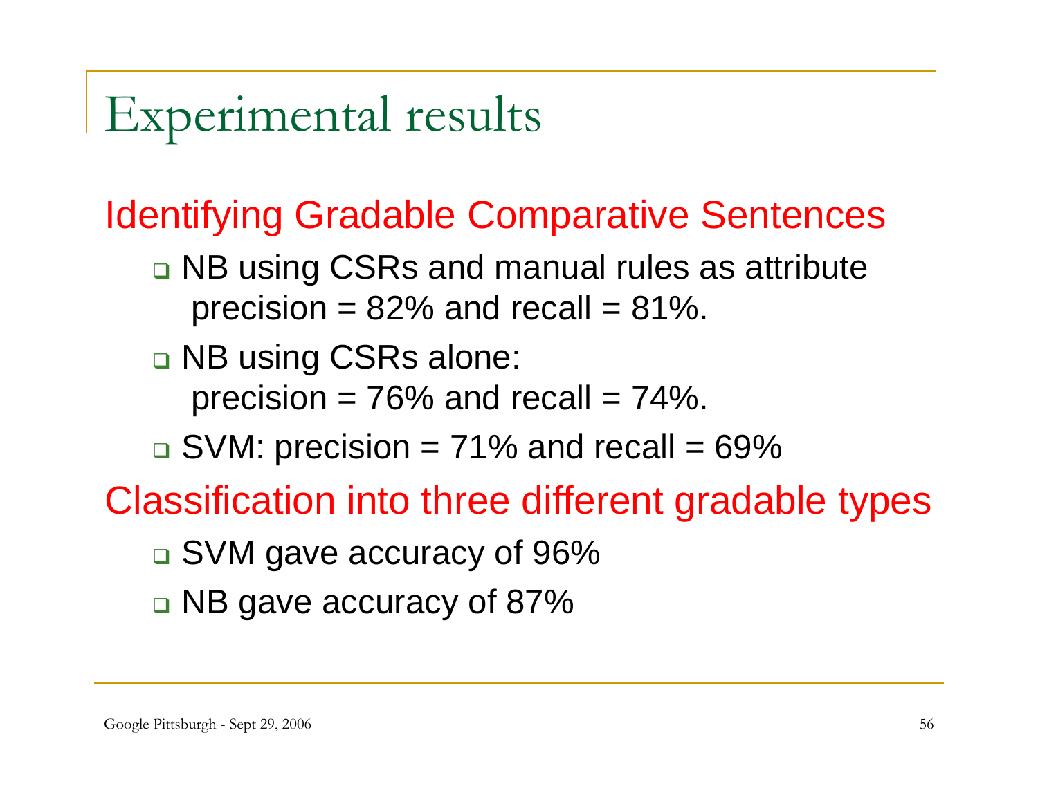# Experimental results

## Identifying Gradable Comparative Sentences

- NB using CSRs and manual rules as attribute precision = 82% and recall = 81%.
- NB using CSRs alone: precision = 76% and recall = 74%.
- SVM: precision = 71% and recall = 69%

## Classification into three different gradable types

- SVM gave accuracy of 96%
- NB gave accuracy of 87%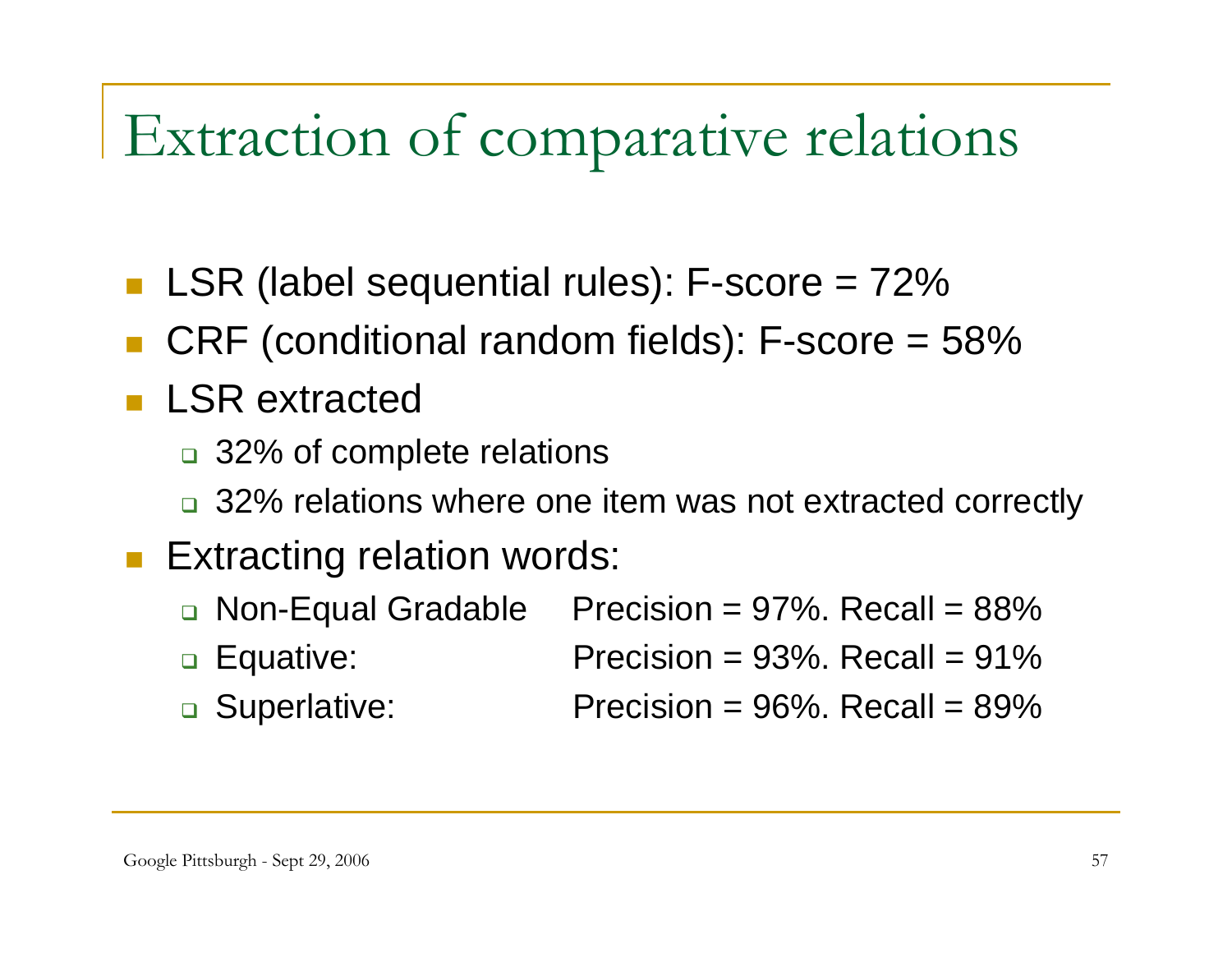# Extraction of comparative relations

- LSR (label sequential rules): F-score = 72%
- CRF (conditional random fields): F-score = 58%
- LSR extracted
  - 32% of complete relations
  - 32% relations where one item was not extracted correctly
- Extracting relation words:
  - Non-Equal Gradable Precision = 97%. Recall = 88%
  - Equative: Precision = 93%. Recall = 91%
  - Superlative: Precision = 96%. Recall = 89%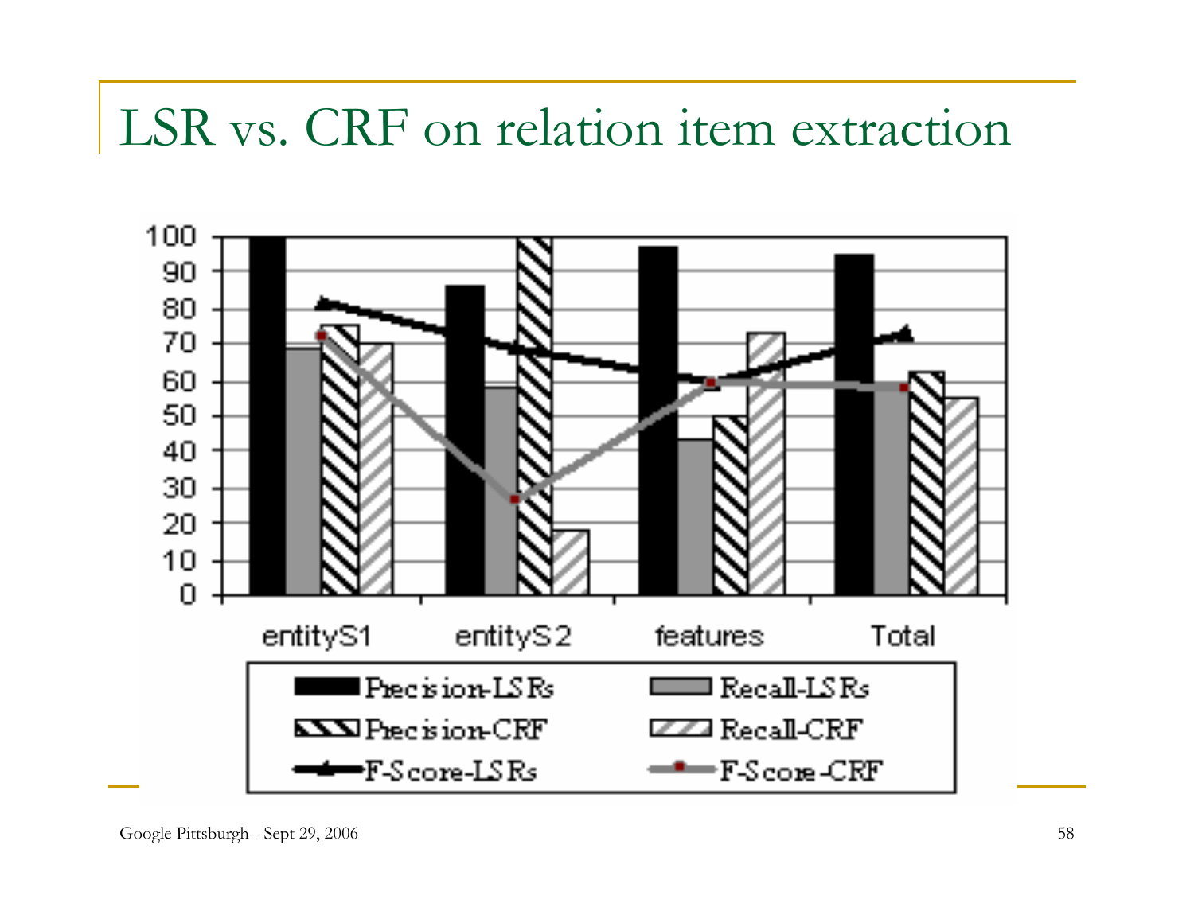# LSR vs. CRF on relation item extraction

100
90
80
70
60
50
40
30
20
10
0

entityS1
entityS2
features
Total

Precision-LSRs
Recall-LSRs
Precision-CRF
Recall-CRF
F-Score-LSRs
F-Score-CRF

Google Pittsburgh - Sept 29, 2006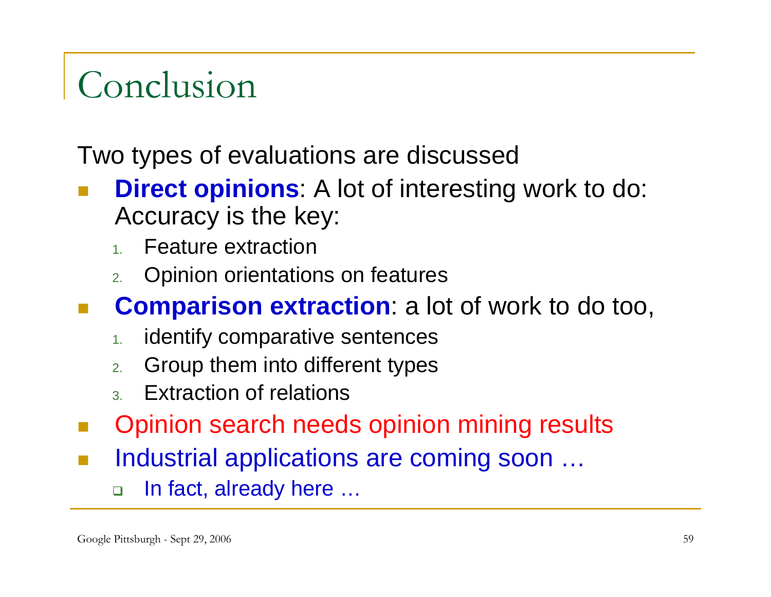# Conclusion

Two types of evaluations are discussed

- **Direct opinions**: A lot of interesting work to do: Accuracy is the key:
  1. Feature extraction
  2. Opinion orientations on features
- **Comparison extraction**: a lot of work to do too,
  1. identify comparative sentences
  2. Group them into different types
  3. Extraction of relations
- Opinion search needs opinion mining results
- Industrial applications are coming soon …
  - In fact, already here …